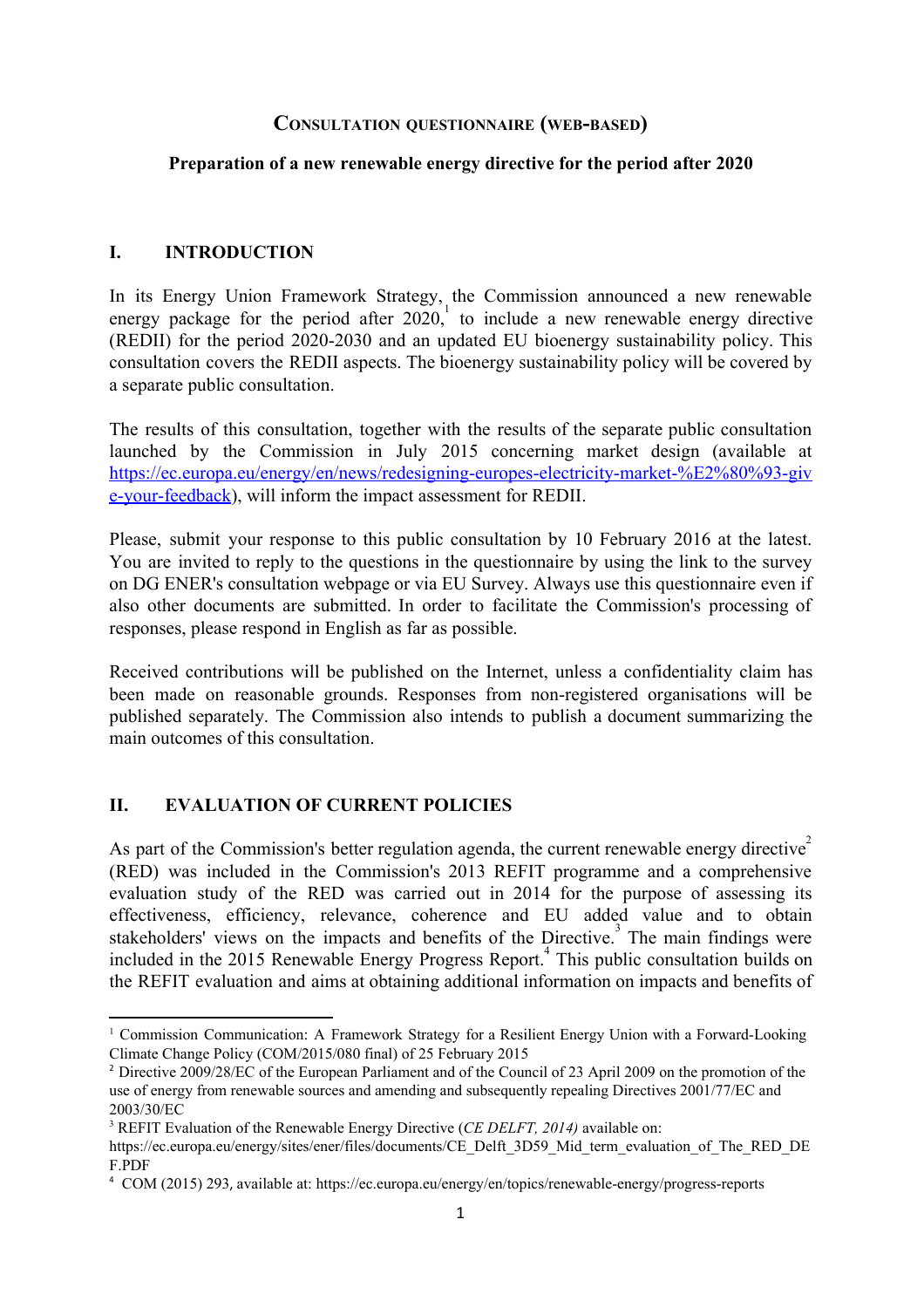## CONSULTATION QUESTIONNAIRE (WEB-BASED)

**Preparation of a new renewable energy directive for the period after 2020**

## I. INTRODUCTION

In its Energy Union Framework Strategy, the Commission announced a new renewable energy package for the period after 2020,[1] to include a new renewable energy directive (REDII) for the period 2020-2030 and an updated EU bioenergy sustainability policy. This consultation covers the REDII aspects. The bioenergy sustainability policy will be covered by a separate public consultation.

The results of this consultation, together with the results of the separate public consultation launched by the Commission in July 2015 concerning market design (available at [https://ec.europa.eu/energy/en/news/redesigning-europes-electricity-market-%E2%80%93-give-your-feedback](https://ec.europa.eu/energy/en/news/redesigning-europes-electricity-market-%E2%80%93-give-your-feedback)), will inform the impact assessment for REDII.

Please, submit your response to this public consultation by 10 February 2016 at the latest. You are invited to reply to the questions in the questionnaire by using the link to the survey on DG ENER's consultation webpage or via EU Survey. Always use this questionnaire even if also other documents are submitted. In order to facilitate the Commission's processing of responses, please respond in English as far as possible.

Received contributions will be published on the Internet, unless a confidentiality claim has been made on reasonable grounds. Responses from non-registered organisations will be published separately. The Commission also intends to publish a document summarizing the main outcomes of this consultation.

## II. EVALUATION OF CURRENT POLICIES

As part of the Commission's better regulation agenda, the current renewable energy directive[2] (RED) was included in the Commission's 2013 REFIT programme and a comprehensive evaluation study of the RED was carried out in 2014 for the purpose of assessing its effectiveness, efficiency, relevance, coherence and EU added value and to obtain stakeholders' views on the impacts and benefits of the Directive.[3] The main findings were included in the 2015 Renewable Energy Progress Report.[4] This public consultation builds on the REFIT evaluation and aims at obtaining additional information on impacts and benefits of

---

[1] Commission Communication: A Framework Strategy for a Resilient Energy Union with a Forward-Looking Climate Change Policy (COM/2015/080 final) of 25 February 2015

[2] Directive 2009/28/EC of the European Parliament and of the Council of 23 April 2009 on the promotion of the use of energy from renewable sources and amending and subsequently repealing Directives 2001/77/EC and 2003/30/EC

[3] REFIT Evaluation of the Renewable Energy Directive (*CE DELFT, 2014)* available on: https://ec.europa.eu/energy/sites/ener/files/documents/CE_Delft_3D59_Mid_term_evaluation_of_The_RED_DEF.PDF

[4] COM (2015) 293, available at: https://ec.europa.eu/energy/en/topics/renewable-energy/progress-reports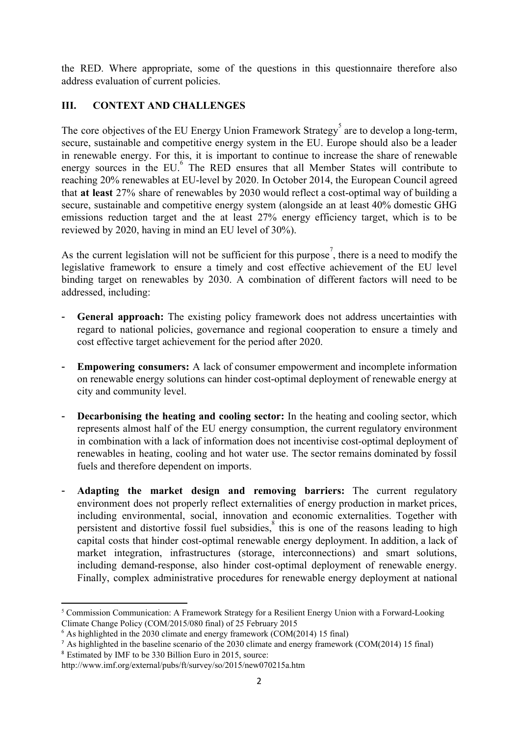the RED. Where appropriate, some of the questions in this questionnaire therefore also address evaluation of current policies.

## III. CONTEXT AND CHALLENGES

The core objectives of the EU Energy Union Framework Strategy[5] are to develop a long-term, secure, sustainable and competitive energy system in the EU. Europe should also be a leader in renewable energy. For this, it is important to continue to increase the share of renewable energy sources in the EU.[6] The RED ensures that all Member States will contribute to reaching 20% renewables at EU-level by 2020. In October 2014, the European Council agreed that **at least** 27% share of renewables by 2030 would reflect a cost-optimal way of building a secure, sustainable and competitive energy system (alongside an at least 40% domestic GHG emissions reduction target and the at least 27% energy efficiency target, which is to be reviewed by 2020, having in mind an EU level of 30%).

As the current legislation will not be sufficient for this purpose[7], there is a need to modify the legislative framework to ensure a timely and cost effective achievement of the EU level binding target on renewables by 2030. A combination of different factors will need to be addressed, including:

- **General approach:** The existing policy framework does not address uncertainties with regard to national policies, governance and regional cooperation to ensure a timely and cost effective target achievement for the period after 2020.
- **Empowering consumers:** A lack of consumer empowerment and incomplete information on renewable energy solutions can hinder cost-optimal deployment of renewable energy at city and community level.
- **Decarbonising the heating and cooling sector:** In the heating and cooling sector, which represents almost half of the EU energy consumption, the current regulatory environment in combination with a lack of information does not incentivise cost-optimal deployment of renewables in heating, cooling and hot water use. The sector remains dominated by fossil fuels and therefore dependent on imports.
- **Adapting the market design and removing barriers:** The current regulatory environment does not properly reflect externalities of energy production in market prices, including environmental, social, innovation and economic externalities. Together with persistent and distortive fossil fuel subsidies,[8] this is one of the reasons leading to high capital costs that hinder cost-optimal renewable energy deployment. In addition, a lack of market integration, infrastructures (storage, interconnections) and smart solutions, including demand-response, also hinder cost-optimal deployment of renewable energy. Finally, complex administrative procedures for renewable energy deployment at national

[5] Commission Communication: A Framework Strategy for a Resilient Energy Union with a Forward-Looking Climate Change Policy (COM/2015/080 final) of 25 February 2015

[6] As highlighted in the 2030 climate and energy framework (COM(2014) 15 final)

[7] As highlighted in the baseline scenario of the 2030 climate and energy framework (COM(2014) 15 final)

[8] Estimated by IMF to be 330 Billion Euro in 2015, source: http://www.imf.org/external/pubs/ft/survey/so/2015/new070215a.htm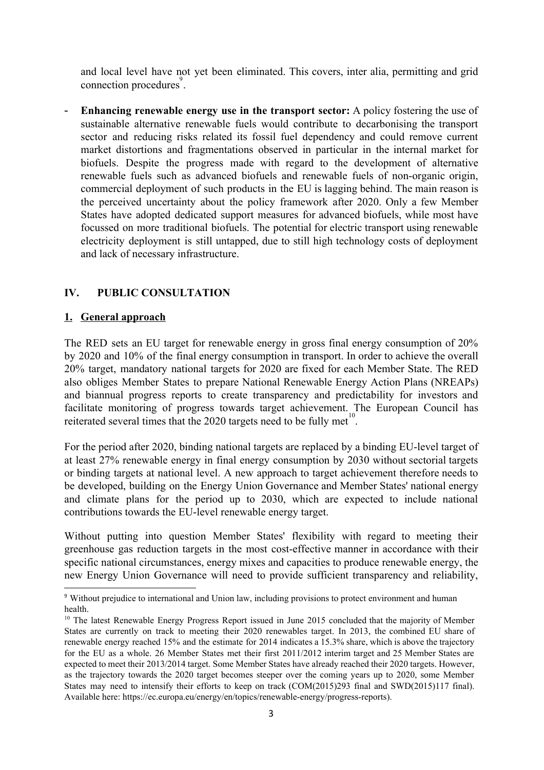and local level have not yet been eliminated. This covers, inter alia, permitting and grid connection procedures[9].

- **Enhancing renewable energy use in the transport sector:** A policy fostering the use of sustainable alternative renewable fuels would contribute to decarbonising the transport sector and reducing risks related its fossil fuel dependency and could remove current market distortions and fragmentations observed in particular in the internal market for biofuels. Despite the progress made with regard to the development of alternative renewable fuels such as advanced biofuels and renewable fuels of non-organic origin, commercial deployment of such products in the EU is lagging behind. The main reason is the perceived uncertainty about the policy framework after 2020. Only a few Member States have adopted dedicated support measures for advanced biofuels, while most have focussed on more traditional biofuels. The potential for electric transport using renewable electricity deployment is still untapped, due to still high technology costs of deployment and lack of necessary infrastructure.

## IV. PUBLIC CONSULTATION

### 1. General approach

The RED sets an EU target for renewable energy in gross final energy consumption of 20% by 2020 and 10% of the final energy consumption in transport. In order to achieve the overall 20% target, mandatory national targets for 2020 are fixed for each Member State. The RED also obliges Member States to prepare National Renewable Energy Action Plans (NREAPs) and biannual progress reports to create transparency and predictability for investors and facilitate monitoring of progress towards target achievement. The European Council has reiterated several times that the 2020 targets need to be fully met[10].

For the period after 2020, binding national targets are replaced by a binding EU-level target of at least 27% renewable energy in final energy consumption by 2030 without sectorial targets or binding targets at national level. A new approach to target achievement therefore needs to be developed, building on the Energy Union Governance and Member States' national energy and climate plans for the period up to 2030, which are expected to include national contributions towards the EU-level renewable energy target.

Without putting into question Member States' flexibility with regard to meeting their greenhouse gas reduction targets in the most cost-effective manner in accordance with their specific national circumstances, energy mixes and capacities to produce renewable energy, the new Energy Union Governance will need to provide sufficient transparency and reliability,

---

[9] Without prejudice to international and Union law, including provisions to protect environment and human health.

[10] The latest Renewable Energy Progress Report issued in June 2015 concluded that the majority of Member States are currently on track to meeting their 2020 renewables target. In 2013, the combined EU share of renewable energy reached 15% and the estimate for 2014 indicates a 15.3% share, which is above the trajectory for the EU as a whole. 26 Member States met their first 2011/2012 interim target and 25 Member States are expected to meet their 2013/2014 target. Some Member States have already reached their 2020 targets. However, as the trajectory towards the 2020 target becomes steeper over the coming years up to 2020, some Member States may need to intensify their efforts to keep on track (COM(2015)293 final and SWD(2015)117 final). Available here: https://ec.europa.eu/energy/en/topics/renewable-energy/progress-reports).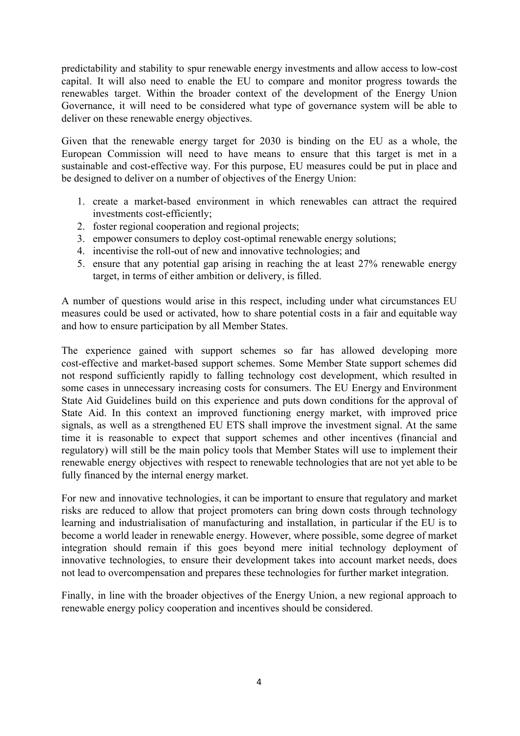predictability and stability to spur renewable energy investments and allow access to low-cost capital. It will also need to enable the EU to compare and monitor progress towards the renewables target. Within the broader context of the development of the Energy Union Governance, it will need to be considered what type of governance system will be able to deliver on these renewable energy objectives.

Given that the renewable energy target for 2030 is binding on the EU as a whole, the European Commission will need to have means to ensure that this target is met in a sustainable and cost-effective way. For this purpose, EU measures could be put in place and be designed to deliver on a number of objectives of the Energy Union:

1. create a market-based environment in which renewables can attract the required investments cost-efficiently;
2. foster regional cooperation and regional projects;
3. empower consumers to deploy cost-optimal renewable energy solutions;
4. incentivise the roll-out of new and innovative technologies; and
5. ensure that any potential gap arising in reaching the at least 27% renewable energy target, in terms of either ambition or delivery, is filled.

A number of questions would arise in this respect, including under what circumstances EU measures could be used or activated, how to share potential costs in a fair and equitable way and how to ensure participation by all Member States.

The experience gained with support schemes so far has allowed developing more cost-effective and market-based support schemes. Some Member State support schemes did not respond sufficiently rapidly to falling technology cost development, which resulted in some cases in unnecessary increasing costs for consumers. The EU Energy and Environment State Aid Guidelines build on this experience and puts down conditions for the approval of State Aid. In this context an improved functioning energy market, with improved price signals, as well as a strengthened EU ETS shall improve the investment signal. At the same time it is reasonable to expect that support schemes and other incentives (financial and regulatory) will still be the main policy tools that Member States will use to implement their renewable energy objectives with respect to renewable technologies that are not yet able to be fully financed by the internal energy market.

For new and innovative technologies, it can be important to ensure that regulatory and market risks are reduced to allow that project promoters can bring down costs through technology learning and industrialisation of manufacturing and installation, in particular if the EU is to become a world leader in renewable energy. However, where possible, some degree of market integration should remain if this goes beyond mere initial technology deployment of innovative technologies, to ensure their development takes into account market needs, does not lead to overcompensation and prepares these technologies for further market integration.

Finally, in line with the broader objectives of the Energy Union, a new regional approach to renewable energy policy cooperation and incentives should be considered.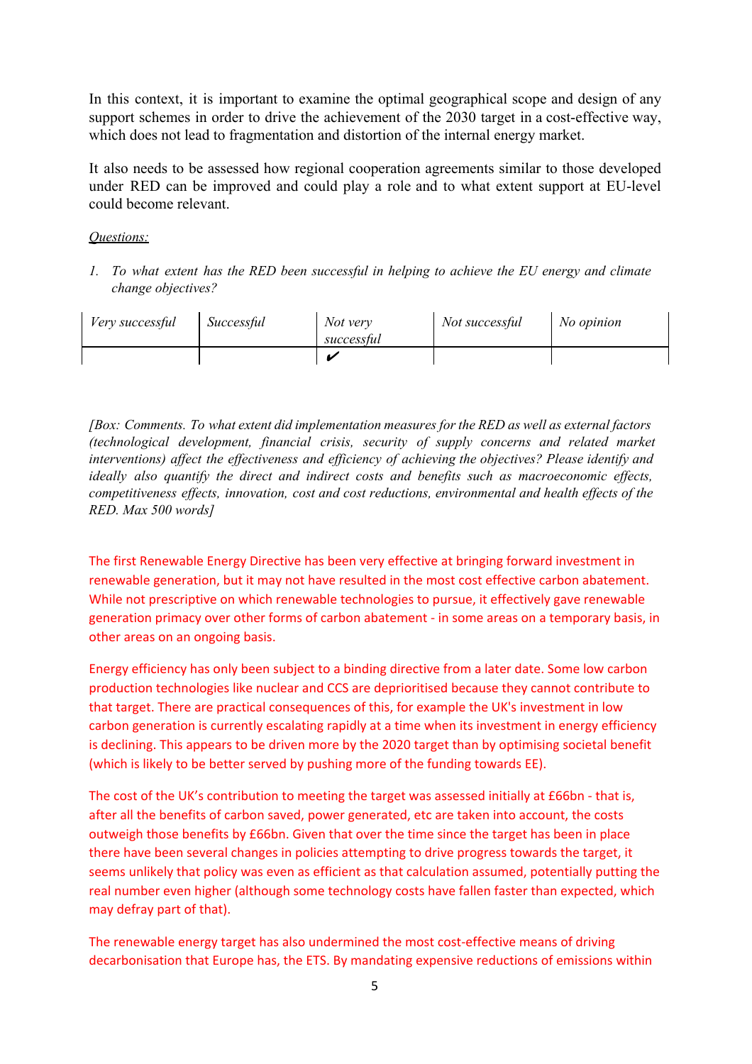In this context, it is important to examine the optimal geographical scope and design of any support schemes in order to drive the achievement of the 2030 target in a cost-effective way, which does not lead to fragmentation and distortion of the internal energy market.

It also needs to be assessed how regional cooperation agreements similar to those developed under RED can be improved and could play a role and to what extent support at EU-level could become relevant.

*Questions:*

1. *To what extent has the RED been successful in helping to achieve the EU energy and climate change objectives?*

| *Very successful* | *Successful* | *Not very successful* | *Not successful* | *No opinion* |
|---|---|---|---|---|
| | | ✔ | | |

*[Box: Comments. To what extent did implementation measures for the RED as well as external factors (technological development, financial crisis, security of supply concerns and related market interventions) affect the effectiveness and efficiency of achieving the objectives? Please identify and ideally also quantify the direct and indirect costs and benefits such as macroeconomic effects, competitiveness effects, innovation, cost and cost reductions, environmental and health effects of the RED. Max 500 words]*

The first Renewable Energy Directive has been very effective at bringing forward investment in renewable generation, but it may not have resulted in the most cost effective carbon abatement. While not prescriptive on which renewable technologies to pursue, it effectively gave renewable generation primacy over other forms of carbon abatement - in some areas on a temporary basis, in other areas on an ongoing basis.

Energy efficiency has only been subject to a binding directive from a later date. Some low carbon production technologies like nuclear and CCS are deprioritised because they cannot contribute to that target. There are practical consequences of this, for example the UK's investment in low carbon generation is currently escalating rapidly at a time when its investment in energy efficiency is declining. This appears to be driven more by the 2020 target than by optimising societal benefit (which is likely to be better served by pushing more of the funding towards EE).

The cost of the UK's contribution to meeting the target was assessed initially at £66bn - that is, after all the benefits of carbon saved, power generated, etc are taken into account, the costs outweigh those benefits by £66bn. Given that over the time since the target has been in place there have been several changes in policies attempting to drive progress towards the target, it seems unlikely that policy was even as efficient as that calculation assumed, potentially putting the real number even higher (although some technology costs have fallen faster than expected, which may defray part of that).

The renewable energy target has also undermined the most cost-effective means of driving decarbonisation that Europe has, the ETS. By mandating expensive reductions of emissions within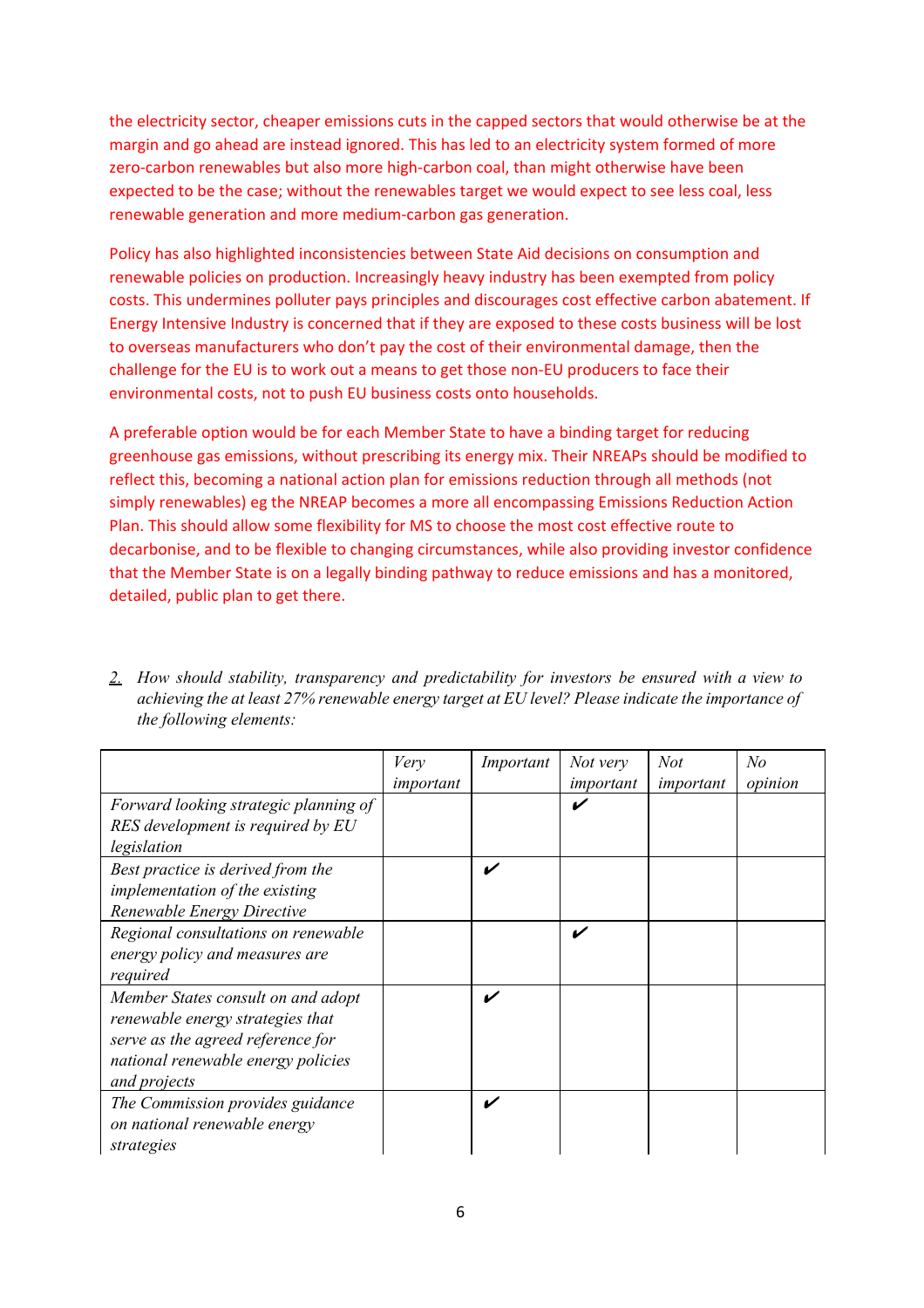the electricity sector, cheaper emissions cuts in the capped sectors that would otherwise be at the margin and go ahead are instead ignored. This has led to an electricity system formed of more zero-carbon renewables but also more high-carbon coal, than might otherwise have been expected to be the case; without the renewables target we would expect to see less coal, less renewable generation and more medium-carbon gas generation.

Policy has also highlighted inconsistencies between State Aid decisions on consumption and renewable policies on production. Increasingly heavy industry has been exempted from policy costs. This undermines polluter pays principles and discourages cost effective carbon abatement. If Energy Intensive Industry is concerned that if they are exposed to these costs business will be lost to overseas manufacturers who don't pay the cost of their environmental damage, then the challenge for the EU is to work out a means to get those non-EU producers to face their environmental costs, not to push EU business costs onto households.

A preferable option would be for each Member State to have a binding target for reducing greenhouse gas emissions, without prescribing its energy mix. Their NREAPs should be modified to reflect this, becoming a national action plan for emissions reduction through all methods (not simply renewables) eg the NREAP becomes a more all encompassing Emissions Reduction Action Plan. This should allow some flexibility for MS to choose the most cost effective route to decarbonise, and to be flexible to changing circumstances, while also providing investor confidence that the Member State is on a legally binding pathway to reduce emissions and has a monitored, detailed, public plan to get there.

2. *How should stability, transparency and predictability for investors be ensured with a view to achieving the at least 27% renewable energy target at EU level? Please indicate the importance of the following elements:*

| | *Very important* | *Important* | *Not very important* | *Not important* | *No opinion* |
|---|---|---|---|---|---|
| *Forward looking strategic planning of RES development is required by EU legislation* | | | ✔ | | |
| *Best practice is derived from the implementation of the existing Renewable Energy Directive* | | ✔ | | | |
| *Regional consultations on renewable energy policy and measures are required* | | | ✔ | | |
| *Member States consult on and adopt renewable energy strategies that serve as the agreed reference for national renewable energy policies and projects* | | ✔ | | | |
| *The Commission provides guidance on national renewable energy strategies* | | ✔ | | | |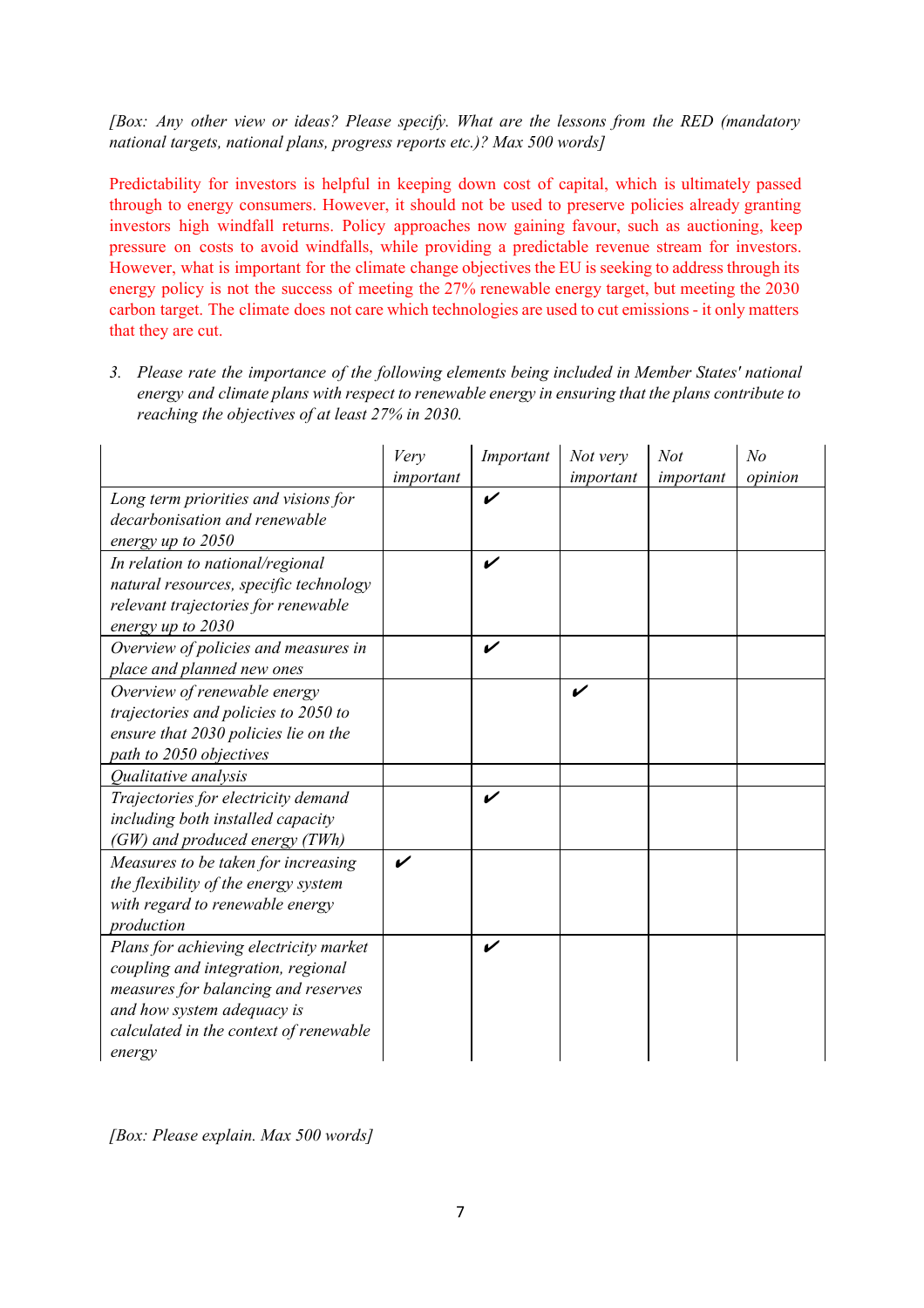*[Box: Any other view or ideas? Please specify. What are the lessons from the RED (mandatory national targets, national plans, progress reports etc.)? Max 500 words]*

Predictability for investors is helpful in keeping down cost of capital, which is ultimately passed through to energy consumers. However, it should not be used to preserve policies already granting investors high windfall returns. Policy approaches now gaining favour, such as auctioning, keep pressure on costs to avoid windfalls, while providing a predictable revenue stream for investors. However, what is important for the climate change objectives the EU is seeking to address through its energy policy is not the success of meeting the 27% renewable energy target, but meeting the 2030 carbon target. The climate does not care which technologies are used to cut emissions - it only matters that they are cut.

3. *Please rate the importance of the following elements being included in Member States' national energy and climate plans with respect to renewable energy in ensuring that the plans contribute to reaching the objectives of at least 27% in 2030.*

| | *Very important* | *Important* | *Not very important* | *Not important* | *No opinion* |
|---|---|---|---|---|---|
| *Long term priorities and visions for decarbonisation and renewable energy up to 2050* | | ✔ | | | |
| *In relation to national/regional natural resources, specific technology relevant trajectories for renewable energy up to 2030* | | ✔ | | | |
| *Overview of policies and measures in place and planned new ones* | | ✔ | | | |
| *Overview of renewable energy trajectories and policies to 2050 to ensure that 2030 policies lie on the path to 2050 objectives* | | | ✔ | | |
| *Qualitative analysis* | | | | | |
| *Trajectories for electricity demand including both installed capacity (GW) and produced energy (TWh)* | | ✔ | | | |
| *Measures to be taken for increasing the flexibility of the energy system with regard to renewable energy production* | ✔ | | | | |
| *Plans for achieving electricity market coupling and integration, regional measures for balancing and reserves and how system adequacy is calculated in the context of renewable energy* | | ✔ | | | |

*[Box: Please explain. Max 500 words]*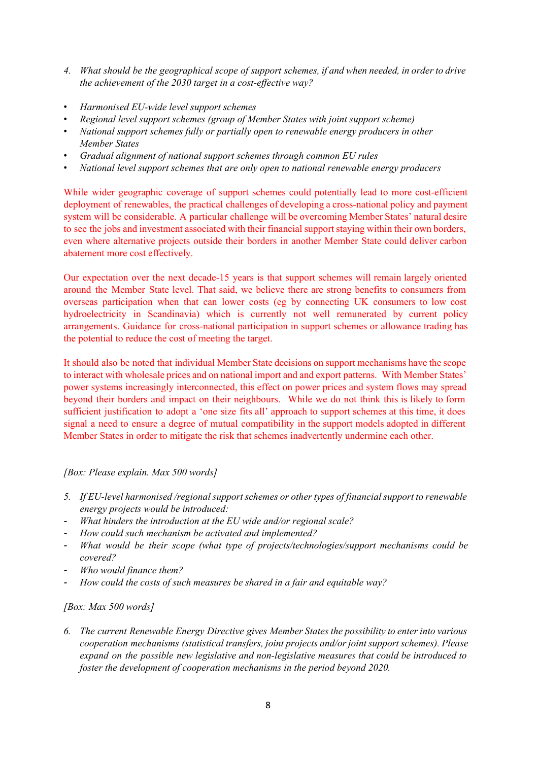4. *What should be the geographical scope of support schemes, if and when needed, in order to drive the achievement of the 2030 target in a cost-effective way?*

- *Harmonised EU-wide level support schemes*
- *Regional level support schemes (group of Member States with joint support scheme)*
- *National support schemes fully or partially open to renewable energy producers in other Member States*
- *Gradual alignment of national support schemes through common EU rules*
- *National level support schemes that are only open to national renewable energy producers*

While wider geographic coverage of support schemes could potentially lead to more cost-efficient deployment of renewables, the practical challenges of developing a cross-national policy and payment system will be considerable. A particular challenge will be overcoming Member States' natural desire to see the jobs and investment associated with their financial support staying within their own borders, even where alternative projects outside their borders in another Member State could deliver carbon abatement more cost effectively.

Our expectation over the next decade-15 years is that support schemes will remain largely oriented around the Member State level. That said, we believe there are strong benefits to consumers from overseas participation when that can lower costs (eg by connecting UK consumers to low cost hydroelectricity in Scandinavia) which is currently not well remunerated by current policy arrangements. Guidance for cross-national participation in support schemes or allowance trading has the potential to reduce the cost of meeting the target.

It should also be noted that individual Member State decisions on support mechanisms have the scope to interact with wholesale prices and on national import and and export patterns. With Member States' power systems increasingly interconnected, this effect on power prices and system flows may spread beyond their borders and impact on their neighbours. While we do not think this is likely to form sufficient justification to adopt a 'one size fits all' approach to support schemes at this time, it does signal a need to ensure a degree of mutual compatibility in the support models adopted in different Member States in order to mitigate the risk that schemes inadvertently undermine each other.

*[Box: Please explain. Max 500 words]*

5. *If EU-level harmonised /regional support schemes or other types of financial support to renewable energy projects would be introduced:*

- *What hinders the introduction at the EU wide and/or regional scale?*
- *How could such mechanism be activated and implemented?*
- *What would be their scope (what type of projects/technologies/support mechanisms could be covered?*
- *Who would finance them?*
- *How could the costs of such measures be shared in a fair and equitable way?*

*[Box: Max 500 words]*

6. *The current Renewable Energy Directive gives Member States the possibility to enter into various cooperation mechanisms (statistical transfers, joint projects and/or joint support schemes). Please expand on the possible new legislative and non-legislative measures that could be introduced to foster the development of cooperation mechanisms in the period beyond 2020.*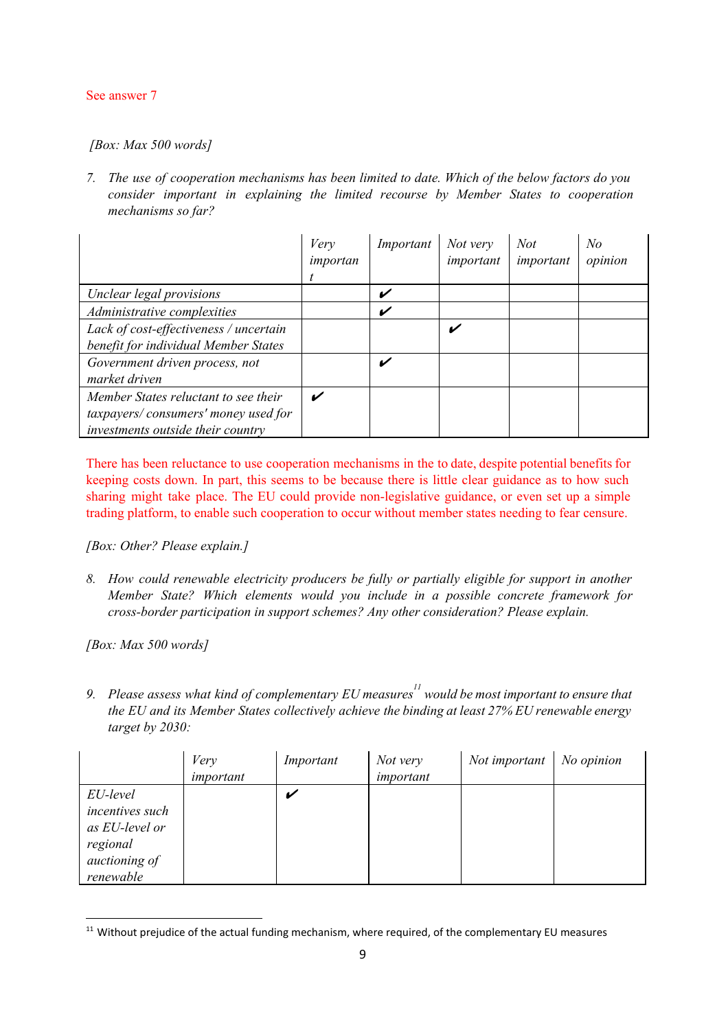See answer 7

*[Box: Max 500 words]*

7. *The use of cooperation mechanisms has been limited to date. Which of the below factors do you consider important in explaining the limited recourse by Member States to cooperation mechanisms so far?*

| | *Very important* | *Important* | *Not very important* | *Not important* | *No opinion* |
|---|---|---|---|---|---|
| *Unclear legal provisions* | | ✔ | | | |
| *Administrative complexities* | | ✔ | | | |
| *Lack of cost-effectiveness / uncertain benefit for individual Member States* | | | ✔ | | |
| *Government driven process, not market driven* | | ✔ | | | |
| *Member States reluctant to see their taxpayers/ consumers' money used for investments outside their country* | ✔ | | | | |

There has been reluctance to use cooperation mechanisms in the to date, despite potential benefits for keeping costs down. In part, this seems to be because there is little clear guidance as to how such sharing might take place. The EU could provide non-legislative guidance, or even set up a simple trading platform, to enable such cooperation to occur without member states needing to fear censure.

*[Box: Other? Please explain.]*

8. *How could renewable electricity producers be fully or partially eligible for support in another Member State? Which elements would you include in a possible concrete framework for cross-border participation in support schemes? Any other consideration? Please explain.*

*[Box: Max 500 words]*

9. *Please assess what kind of complementary EU measures*[11] *would be most important to ensure that the EU and its Member States collectively achieve the binding at least 27% EU renewable energy target by 2030:*

| | *Very important* | *Important* | *Not very important* | *Not important* | *No opinion* |
|---|---|---|---|---|---|
| *EU-level incentives such as EU-level or regional auctioning of renewable* | | ✔ | | | |

[11] Without prejudice of the actual funding mechanism, where required, of the complementary EU measures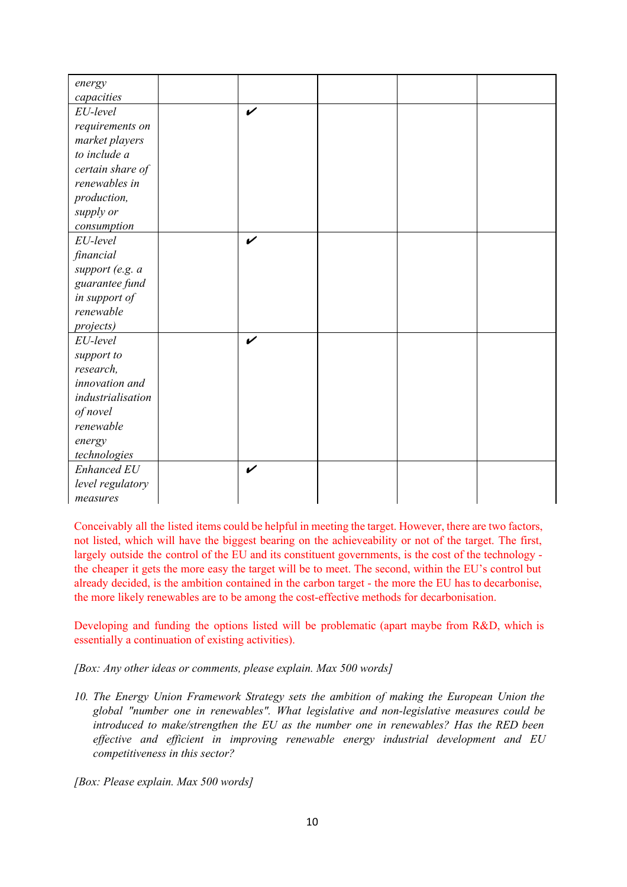| | | | | | |
|---|---|---|---|---|---|
| *energy capacities* | | | | | |
| *EU-level requirements on market players to include a certain share of renewables in production, supply or consumption* | | ✔ | | | |
| *EU-level financial support (e.g. a guarantee fund in support of renewable projects)* | | ✔ | | | |
| *EU-level support to research, innovation and industrialisation of novel renewable energy technologies* | | ✔ | | | |
| *Enhanced EU level regulatory measures* | | ✔ | | | |

Conceivably all the listed items could be helpful in meeting the target. However, there are two factors, not listed, which will have the biggest bearing on the achieveability or not of the target. The first, largely outside the control of the EU and its constituent governments, is the cost of the technology - the cheaper it gets the more easy the target will be to meet. The second, within the EU's control but already decided, is the ambition contained in the carbon target - the more the EU has to decarbonise, the more likely renewables are to be among the cost-effective methods for decarbonisation.

Developing and funding the options listed will be problematic (apart maybe from R&D, which is essentially a continuation of existing activities).

*[Box: Any other ideas or comments, please explain. Max 500 words]*

10. *The Energy Union Framework Strategy sets the ambition of making the European Union the global "number one in renewables". What legislative and non-legislative measures could be introduced to make/strengthen the EU as the number one in renewables? Has the RED been effective and efficient in improving renewable energy industrial development and EU competitiveness in this sector?*

*[Box: Please explain. Max 500 words]*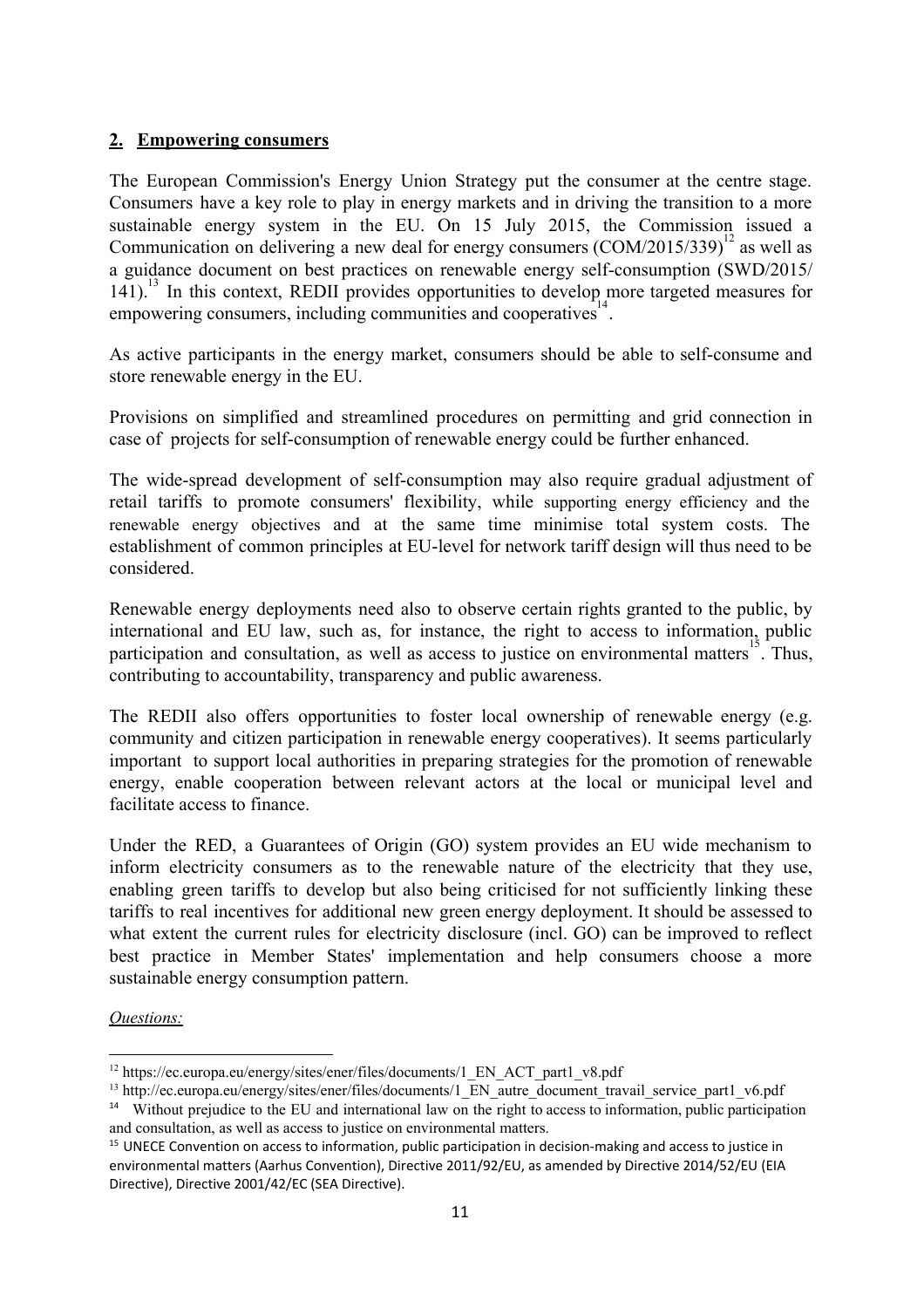## 2. Empowering consumers

The European Commission's Energy Union Strategy put the consumer at the centre stage. Consumers have a key role to play in energy markets and in driving the transition to a more sustainable energy system in the EU. On 15 July 2015, the Commission issued a Communication on delivering a new deal for energy consumers (COM/2015/339)[12] as well as a guidance document on best practices on renewable energy self-consumption (SWD/2015/ 141).[13] In this context, REDII provides opportunities to develop more targeted measures for empowering consumers, including communities and cooperatives[14].

As active participants in the energy market, consumers should be able to self-consume and store renewable energy in the EU.

Provisions on simplified and streamlined procedures on permitting and grid connection in case of projects for self-consumption of renewable energy could be further enhanced.

The wide-spread development of self-consumption may also require gradual adjustment of retail tariffs to promote consumers' flexibility, while supporting energy efficiency and the renewable energy objectives and at the same time minimise total system costs. The establishment of common principles at EU-level for network tariff design will thus need to be considered.

Renewable energy deployments need also to observe certain rights granted to the public, by international and EU law, such as, for instance, the right to access to information, public participation and consultation, as well as access to justice on environmental matters[15]. Thus, contributing to accountability, transparency and public awareness.

The REDII also offers opportunities to foster local ownership of renewable energy (e.g. community and citizen participation in renewable energy cooperatives). It seems particularly important to support local authorities in preparing strategies for the promotion of renewable energy, enable cooperation between relevant actors at the local or municipal level and facilitate access to finance.

Under the RED, a Guarantees of Origin (GO) system provides an EU wide mechanism to inform electricity consumers as to the renewable nature of the electricity that they use, enabling green tariffs to develop but also being criticised for not sufficiently linking these tariffs to real incentives for additional new green energy deployment. It should be assessed to what extent the current rules for electricity disclosure (incl. GO) can be improved to reflect best practice in Member States' implementation and help consumers choose a more sustainable energy consumption pattern.

*Questions:*

---

[12] https://ec.europa.eu/energy/sites/ener/files/documents/1_EN_ACT_part1_v8.pdf

[13] http://ec.europa.eu/energy/sites/ener/files/documents/1_EN_autre_document_travail_service_part1_v6.pdf

[14] Without prejudice to the EU and international law on the right to access to information, public participation and consultation, as well as access to justice on environmental matters.

[15] UNECE Convention on access to information, public participation in decision-making and access to justice in environmental matters (Aarhus Convention), Directive 2011/92/EU, as amended by Directive 2014/52/EU (EIA Directive), Directive 2001/42/EC (SEA Directive).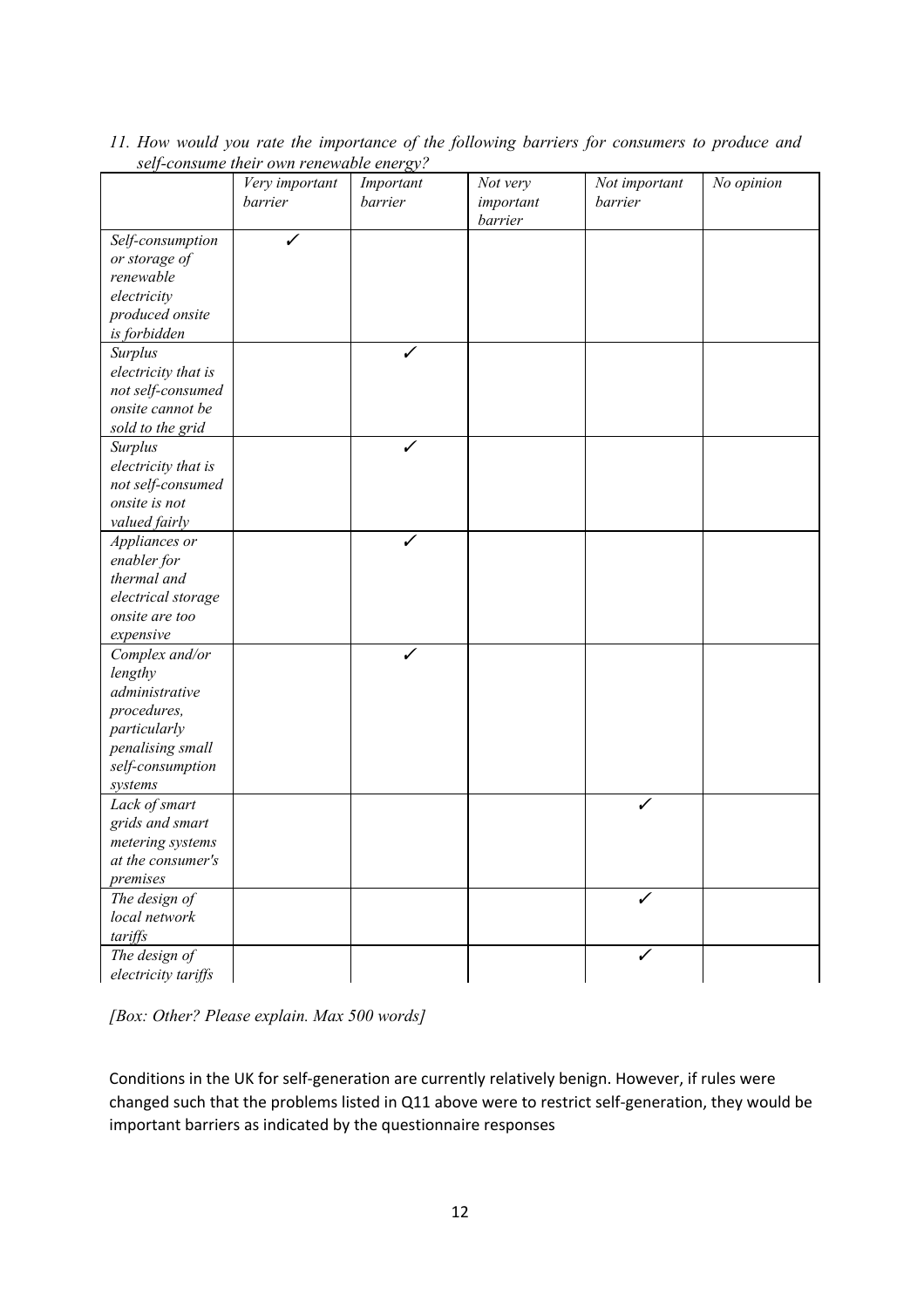*11. How would you rate the importance of the following barriers for consumers to produce and self-consume their own renewable energy?*

| | *Very important barrier* | *Important barrier* | *Not very important barrier* | *Not important barrier* | *No opinion* |
|---|---|---|---|---|---|
| *Self-consumption or storage of renewable electricity produced onsite is forbidden* | ✓ | | | | |
| *Surplus electricity that is not self-consumed onsite cannot be sold to the grid* | | ✓ | | | |
| *Surplus electricity that is not self-consumed onsite is not valued fairly* | | ✓ | | | |
| *Appliances or enabler for thermal and electrical storage onsite are too expensive* | | ✓ | | | |
| *Complex and/or lengthy administrative procedures, particularly penalising small self-consumption systems* | | ✓ | | | |
| *Lack of smart grids and smart metering systems at the consumer's premises* | | | | ✓ | |
| *The design of local network tariffs* | | | | ✓ | |
| *The design of electricity tariffs* | | | | ✓ | |

*[Box: Other? Please explain. Max 500 words]*

Conditions in the UK for self-generation are currently relatively benign. However, if rules were changed such that the problems listed in Q11 above were to restrict self-generation, they would be important barriers as indicated by the questionnaire responses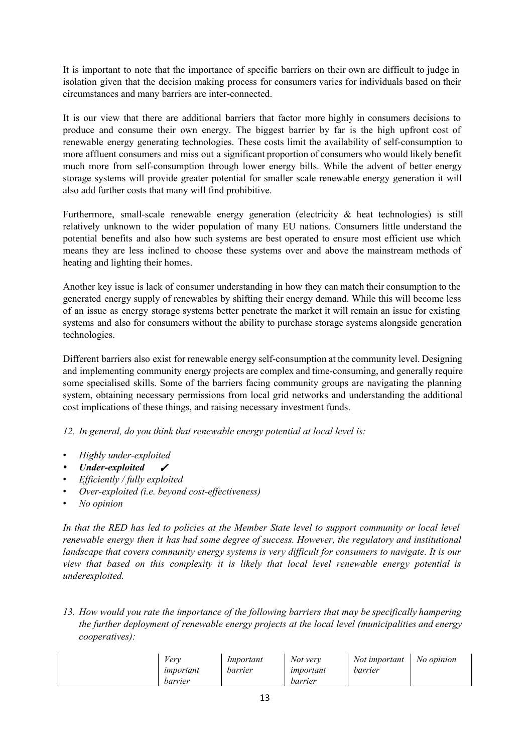It is important to note that the importance of specific barriers on their own are difficult to judge in isolation given that the decision making process for consumers varies for individuals based on their circumstances and many barriers are inter-connected.

It is our view that there are additional barriers that factor more highly in consumers decisions to produce and consume their own energy. The biggest barrier by far is the high upfront cost of renewable energy generating technologies. These costs limit the availability of self-consumption to more affluent consumers and miss out a significant proportion of consumers who would likely benefit much more from self-consumption through lower energy bills. While the advent of better energy storage systems will provide greater potential for smaller scale renewable energy generation it will also add further costs that many will find prohibitive.

Furthermore, small-scale renewable energy generation (electricity & heat technologies) is still relatively unknown to the wider population of many EU nations. Consumers little understand the potential benefits and also how such systems are best operated to ensure most efficient use which means they are less inclined to choose these systems over and above the mainstream methods of heating and lighting their homes.

Another key issue is lack of consumer understanding in how they can match their consumption to the generated energy supply of renewables by shifting their energy demand. While this will become less of an issue as energy storage systems better penetrate the market it will remain an issue for existing systems and also for consumers without the ability to purchase storage systems alongside generation technologies.

Different barriers also exist for renewable energy self-consumption at the community level. Designing and implementing community energy projects are complex and time-consuming, and generally require some specialised skills. Some of the barriers facing community groups are navigating the planning system, obtaining necessary permissions from local grid networks and understanding the additional cost implications of these things, and raising necessary investment funds.

*12. In general, do you think that renewable energy potential at local level is:*

- *Highly under-exploited*
- ***Under-exploited*** ✓
- *Efficiently / fully exploited*
- *Over-exploited (i.e. beyond cost-effectiveness)*
- *No opinion*

*In that the RED has led to policies at the Member State level to support community or local level renewable energy then it has had some degree of success. However, the regulatory and institutional landscape that covers community energy systems is very difficult for consumers to navigate. It is our view that based on this complexity it is likely that local level renewable energy potential is underexploited.*

*13. How would you rate the importance of the following barriers that may be specifically hampering the further deployment of renewable energy projects at the local level (municipalities and energy cooperatives):*

| | *Very important barrier* | *Important barrier* | *Not very important barrier* | *Not important barrier* | *No opinion* |
|---|---|---|---|---|---|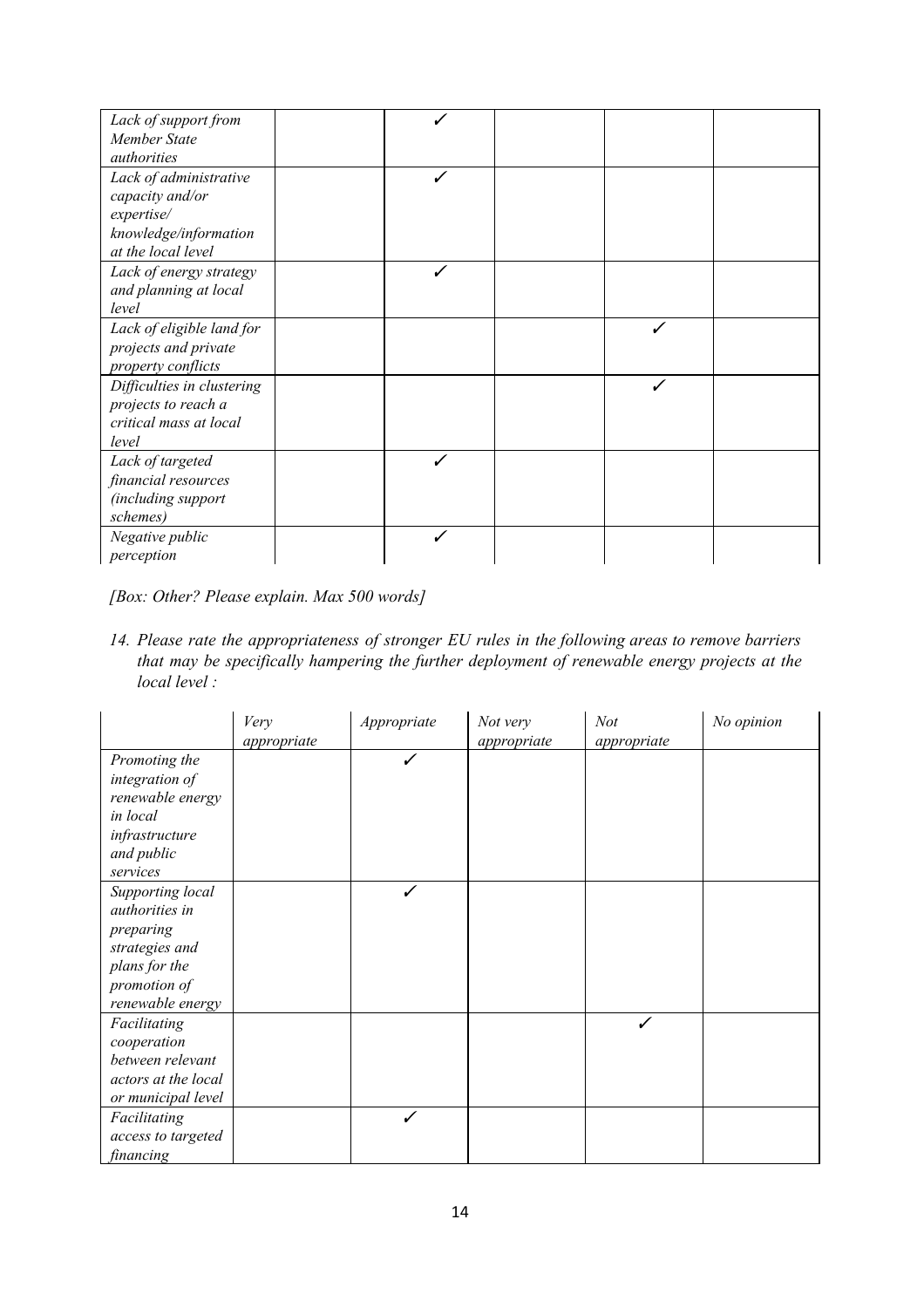| | | | | | |
|---|---|---|---|---|---|
| *Lack of support from Member State authorities* | | ✓ | | | |
| *Lack of administrative capacity and/or expertise/ knowledge/information at the local level* | | ✓ | | | |
| *Lack of energy strategy and planning at local level* | | ✓ | | | |
| *Lack of eligible land for projects and private property conflicts* | | | | ✓ | |
| *Difficulties in clustering projects to reach a critical mass at local level* | | | | ✓ | |
| *Lack of targeted financial resources (including support schemes)* | | ✓ | | | |
| *Negative public perception* | | ✓ | | | |

*[Box: Other? Please explain. Max 500 words]*

14. *Please rate the appropriateness of stronger EU rules in the following areas to remove barriers that may be specifically hampering the further deployment of renewable energy projects at the local level :*

| | *Very appropriate* | *Appropriate* | *Not very appropriate* | *Not appropriate* | *No opinion* |
|---|---|---|---|---|---|
| *Promoting the integration of renewable energy in local infrastructure and public services* | | ✓ | | | |
| *Supporting local authorities in preparing strategies and plans for the promotion of renewable energy* | | ✓ | | | |
| *Facilitating cooperation between relevant actors at the local or municipal level* | | | | ✓ | |
| *Facilitating access to targeted financing* | | ✓ | | | |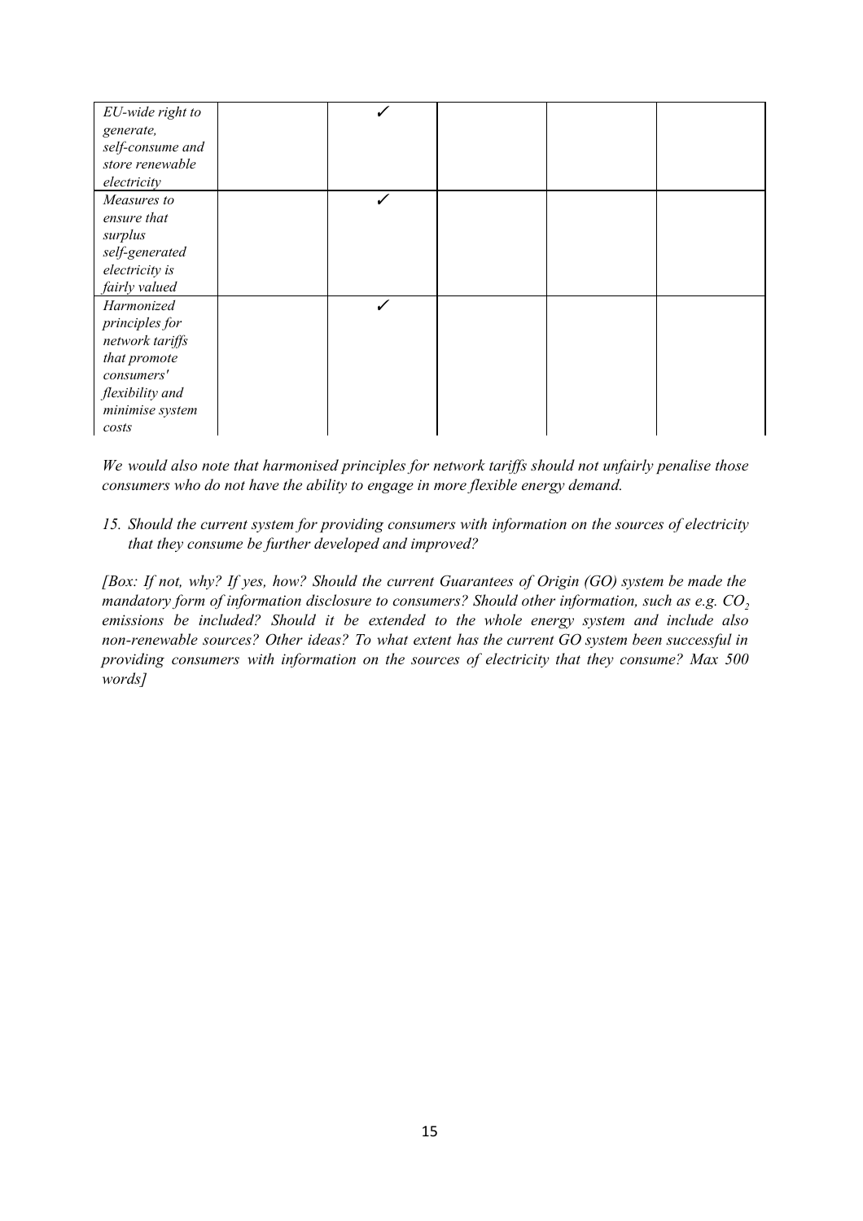| | | | | | |
|---|---|---|---|---|---|
| *EU-wide right to generate, self-consume and store renewable electricity* | | ✓ | | | |
| *Measures to ensure that surplus self-generated electricity is fairly valued* | | ✓ | | | |
| *Harmonized principles for network tariffs that promote consumers' flexibility and minimise system costs* | | ✓ | | | |

*We would also note that harmonised principles for network tariffs should not unfairly penalise those consumers who do not have the ability to engage in more flexible energy demand.*

15. *Should the current system for providing consumers with information on the sources of electricity that they consume be further developed and improved?*

*[Box: If not, why? If yes, how? Should the current Guarantees of Origin (GO) system be made the mandatory form of information disclosure to consumers? Should other information, such as e.g. $CO_2$ emissions be included? Should it be extended to the whole energy system and include also non-renewable sources? Other ideas? To what extent has the current GO system been successful in providing consumers with information on the sources of electricity that they consume? Max 500 words]*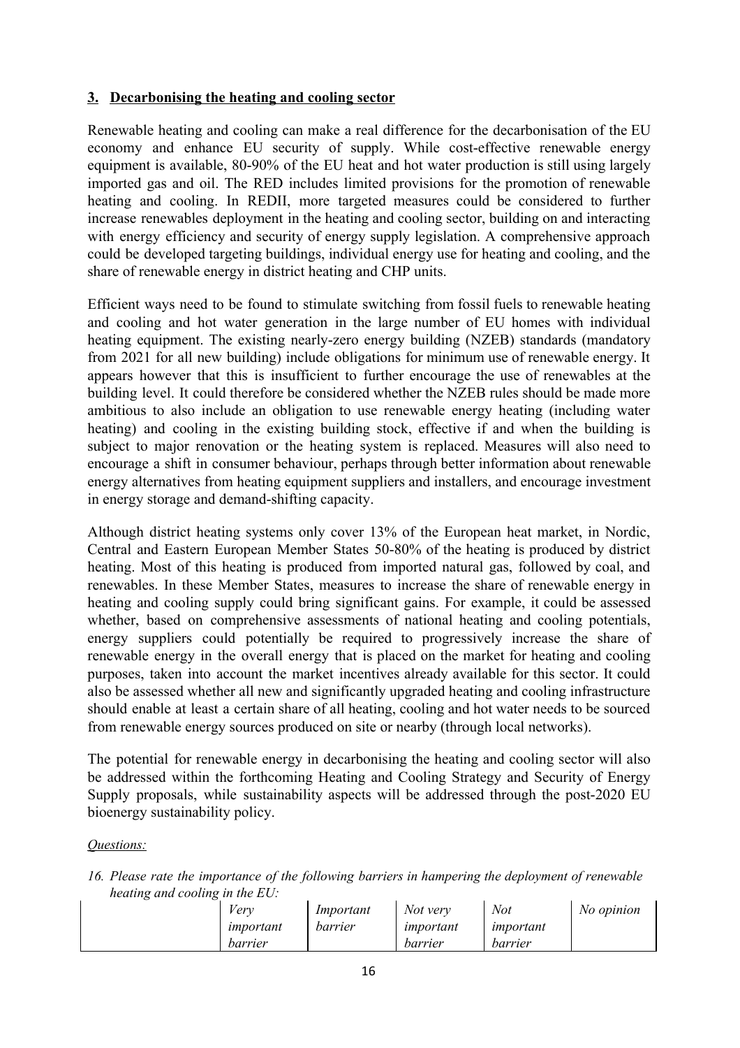## 3. Decarbonising the heating and cooling sector

Renewable heating and cooling can make a real difference for the decarbonisation of the EU economy and enhance EU security of supply. While cost-effective renewable energy equipment is available, 80-90% of the EU heat and hot water production is still using largely imported gas and oil. The RED includes limited provisions for the promotion of renewable heating and cooling. In REDII, more targeted measures could be considered to further increase renewables deployment in the heating and cooling sector, building on and interacting with energy efficiency and security of energy supply legislation. A comprehensive approach could be developed targeting buildings, individual energy use for heating and cooling, and the share of renewable energy in district heating and CHP units.

Efficient ways need to be found to stimulate switching from fossil fuels to renewable heating and cooling and hot water generation in the large number of EU homes with individual heating equipment. The existing nearly-zero energy building (NZEB) standards (mandatory from 2021 for all new building) include obligations for minimum use of renewable energy. It appears however that this is insufficient to further encourage the use of renewables at the building level. It could therefore be considered whether the NZEB rules should be made more ambitious to also include an obligation to use renewable energy heating (including water heating) and cooling in the existing building stock, effective if and when the building is subject to major renovation or the heating system is replaced. Measures will also need to encourage a shift in consumer behaviour, perhaps through better information about renewable energy alternatives from heating equipment suppliers and installers, and encourage investment in energy storage and demand-shifting capacity.

Although district heating systems only cover 13% of the European heat market, in Nordic, Central and Eastern European Member States 50-80% of the heating is produced by district heating. Most of this heating is produced from imported natural gas, followed by coal, and renewables. In these Member States, measures to increase the share of renewable energy in heating and cooling supply could bring significant gains. For example, it could be assessed whether, based on comprehensive assessments of national heating and cooling potentials, energy suppliers could potentially be required to progressively increase the share of renewable energy in the overall energy that is placed on the market for heating and cooling purposes, taken into account the market incentives already available for this sector. It could also be assessed whether all new and significantly upgraded heating and cooling infrastructure should enable at least a certain share of all heating, cooling and hot water needs to be sourced from renewable energy sources produced on site or nearby (through local networks).

The potential for renewable energy in decarbonising the heating and cooling sector will also be addressed within the forthcoming Heating and Cooling Strategy and Security of Energy Supply proposals, while sustainability aspects will be addressed through the post-2020 EU bioenergy sustainability policy.

*Questions:*

16. *Please rate the importance of the following barriers in hampering the deployment of renewable heating and cooling in the EU:*

| | *Very important barrier* | *Important barrier* | *Not very important barrier* | *Not important barrier* | *No opinion* |
|---|---|---|---|---|---|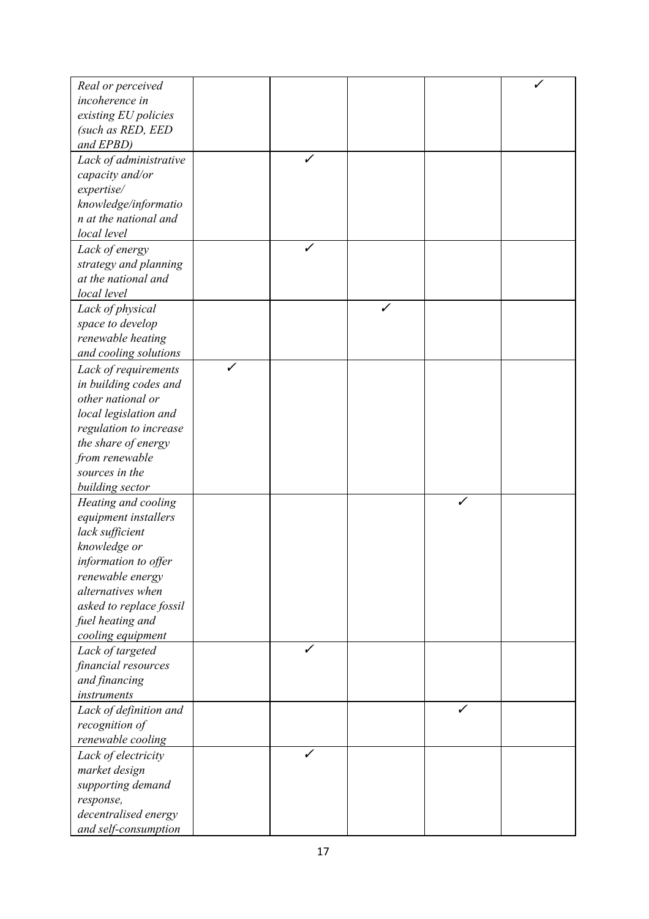| | | | | | |
|---|---|---|---|---|---|
| *Real or perceived incoherence in existing EU policies (such as RED, EED and EPBD)* | | | | | ✓ |
| *Lack of administrative capacity and/or expertise/ knowledge/information at the national and local level* | | ✓ | | | |
| *Lack of energy strategy and planning at the national and local level* | | ✓ | | | |
| *Lack of physical space to develop renewable heating and cooling solutions* | | | ✓ | | |
| *Lack of requirements in building codes and other national or local legislation and regulation to increase the share of energy from renewable sources in the building sector* | ✓ | | | | |
| *Heating and cooling equipment installers lack sufficient knowledge or information to offer renewable energy alternatives when asked to replace fossil fuel heating and cooling equipment* | | | | ✓ | |
| *Lack of targeted financial resources and financing instruments* | | ✓ | | | |
| *Lack of definition and recognition of renewable cooling* | | | | ✓ | |
| *Lack of electricity market design supporting demand response, decentralised energy and self-consumption* | | ✓ | | | |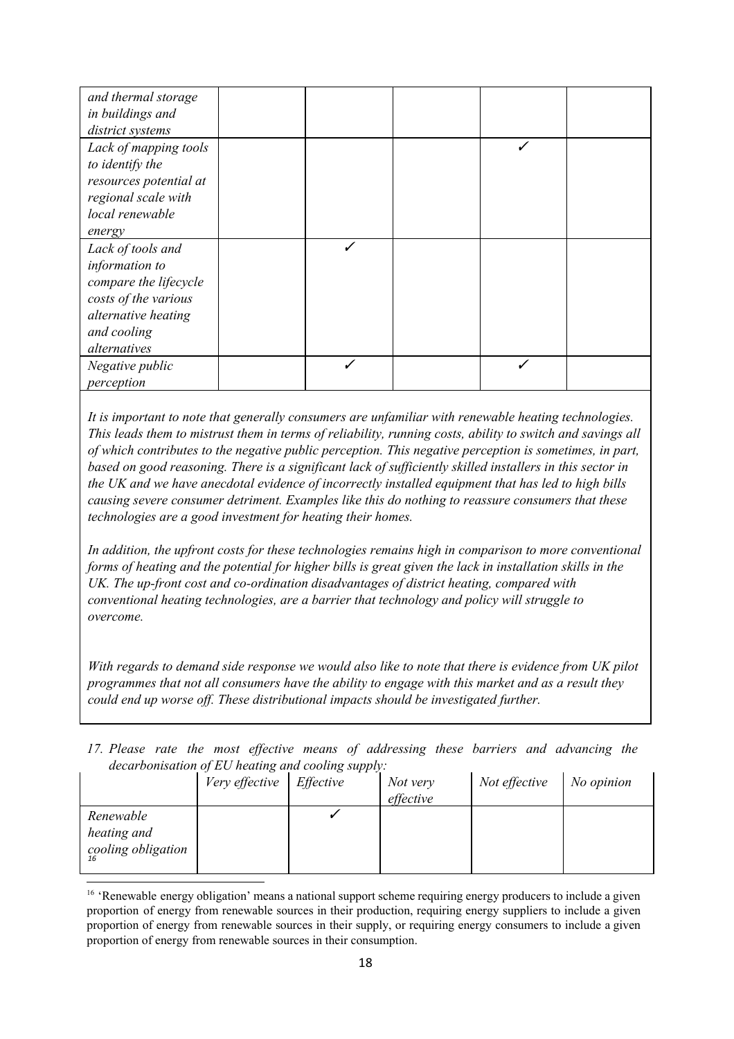| | | | | | |
|---|---|---|---|---|---|
| *and thermal storage in buildings and district systems* | | | | | |
| *Lack of mapping tools to identify the resources potential at regional scale with local renewable energy* | | | | ✓ | |
| *Lack of tools and information to compare the lifecycle costs of the various alternative heating and cooling alternatives* | | ✓ | | | |
| *Negative public perception* | | ✓ | | ✓ | |

*It is important to note that generally consumers are unfamiliar with renewable heating technologies. This leads them to mistrust them in terms of reliability, running costs, ability to switch and savings all of which contributes to the negative public perception. This negative perception is sometimes, in part, based on good reasoning. There is a significant lack of sufficiently skilled installers in this sector in the UK and we have anecdotal evidence of incorrectly installed equipment that has led to high bills causing severe consumer detriment. Examples like this do nothing to reassure consumers that these technologies are a good investment for heating their homes.*

*In addition, the upfront costs for these technologies remains high in comparison to more conventional forms of heating and the potential for higher bills is great given the lack in installation skills in the UK. The up-front cost and co-ordination disadvantages of district heating, compared with conventional heating technologies, are a barrier that technology and policy will struggle to overcome.*

*With regards to demand side response we would also like to note that there is evidence from UK pilot programmes that not all consumers have the ability to engage with this market and as a result they could end up worse off. These distributional impacts should be investigated further.*

*17. Please rate the most effective means of addressing these barriers and advancing the decarbonisation of EU heating and cooling supply:*

| | *Very effective* | *Effective* | *Not very effective* | *Not effective* | *No opinion* |
|---|---|---|---|---|---|
| *Renewable heating and cooling obligation* [16] | | ✓ | | | |

[16] 'Renewable energy obligation' means a national support scheme requiring energy producers to include a given proportion of energy from renewable sources in their production, requiring energy suppliers to include a given proportion of energy from renewable sources in their supply, or requiring energy consumers to include a given proportion of energy from renewable sources in their consumption.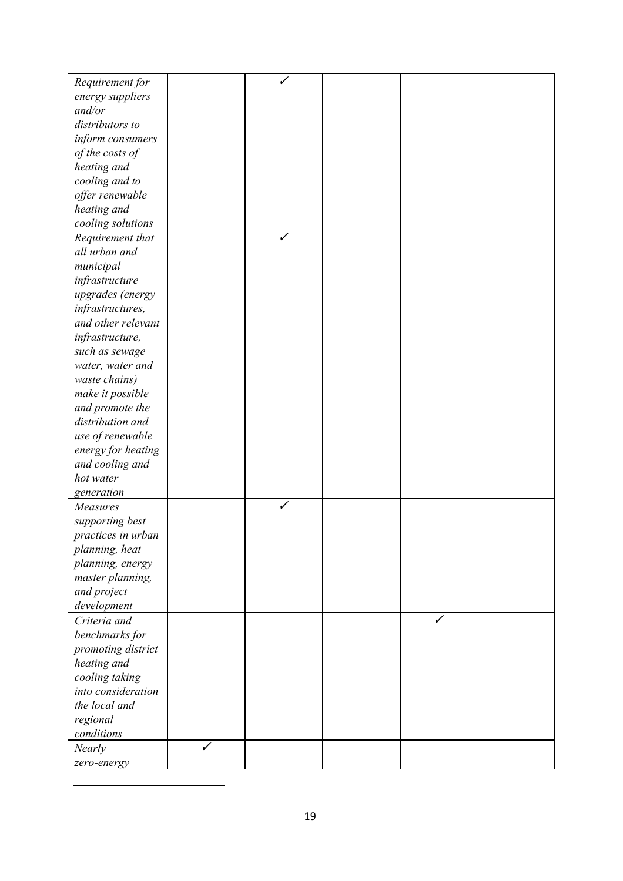| | | | | | |
|---|---|---|---|---|---|
| *Requirement for energy suppliers and/or distributors to inform consumers of the costs of heating and cooling and to offer renewable heating and cooling solutions* | | ✓ | | | |
| *Requirement that all urban and municipal infrastructure upgrades (energy infrastructures, and other relevant infrastructure, such as sewage water, water and waste chains) make it possible and promote the distribution and use of renewable energy for heating and cooling and hot water generation* | | ✓ | | | |
| *Measures supporting best practices in urban planning, heat planning, energy master planning, and project development* | | ✓ | | | |
| *Criteria and benchmarks for promoting district heating and cooling taking into consideration the local and regional conditions* | | | | ✓ | |
| *Nearly zero-energy* | ✓ | | | | |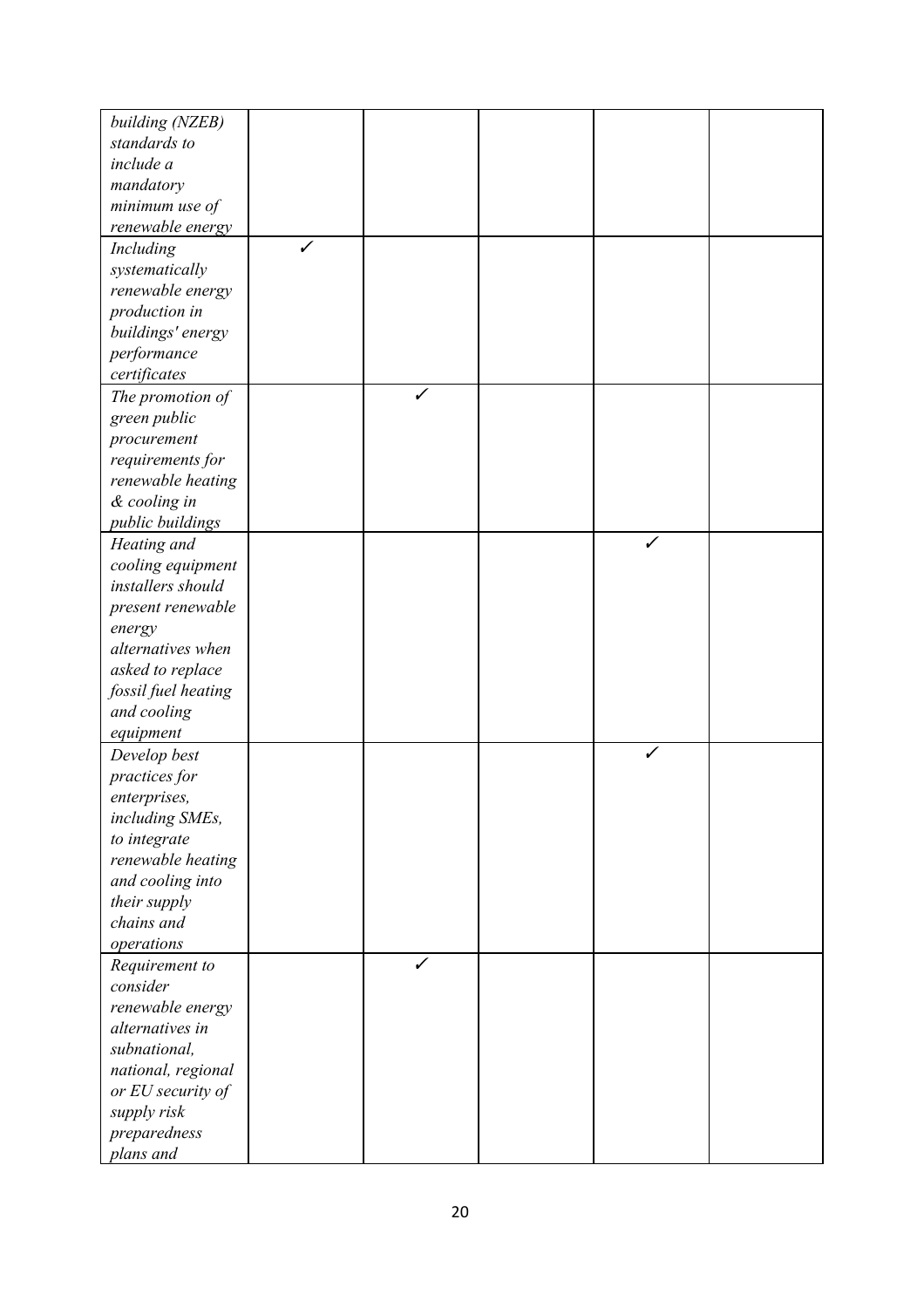| | | | | | |
|---|---|---|---|---|---|
| *building (NZEB) standards to include a mandatory minimum use of renewable energy* | | | | | |
| *Including systematically renewable energy production in buildings' energy performance certificates* | ✓ | | | | |
| *The promotion of green public procurement requirements for renewable heating & cooling in public buildings* | | ✓ | | | |
| *Heating and cooling equipment installers should present renewable energy alternatives when asked to replace fossil fuel heating and cooling equipment* | | | | ✓ | |
| *Develop best practices for enterprises, including SMEs, to integrate renewable heating and cooling into their supply chains and operations* | | | | ✓ | |
| *Requirement to consider renewable energy alternatives in subnational, national, regional or EU security of supply risk preparedness plans and* | | ✓ | | | |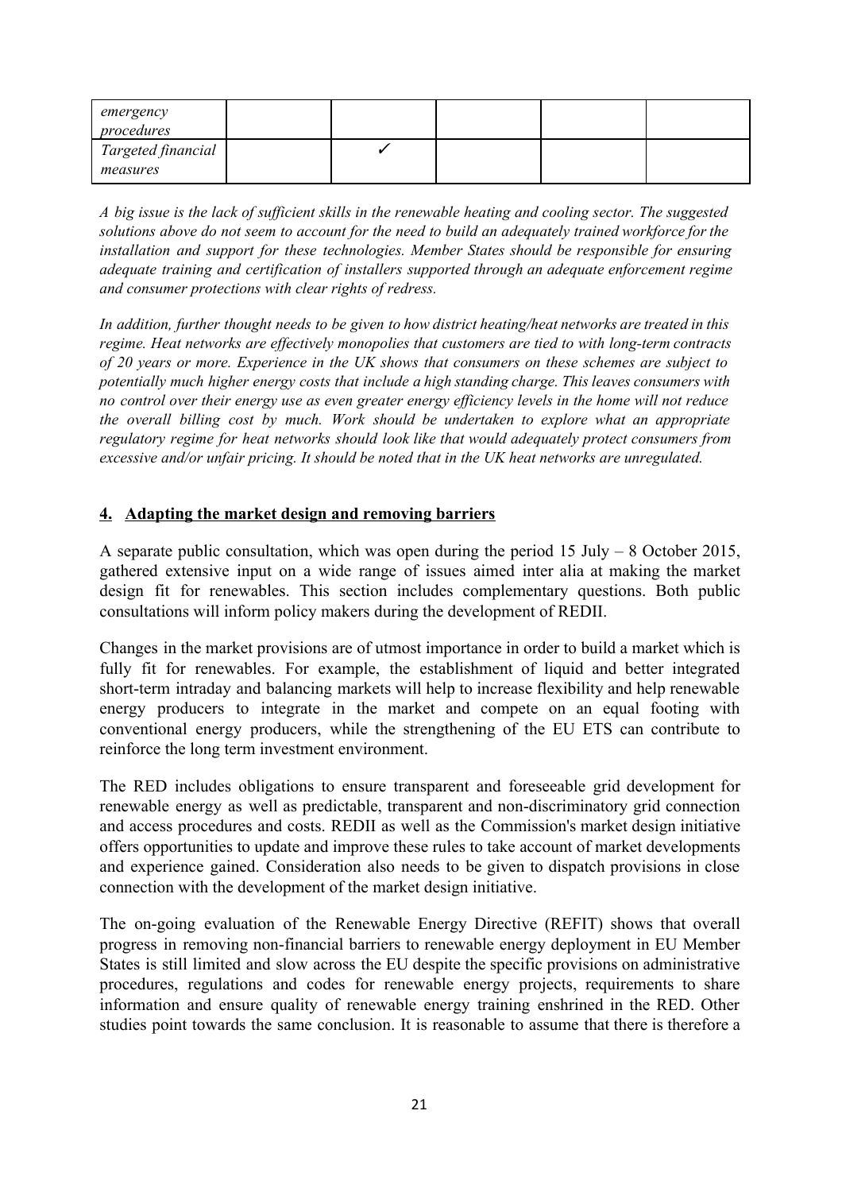| | | | | | |
|---|---|---|---|---|---|
| *emergency procedures* | | | | | |
| *Targeted financial measures* | | ✓ | | | |

*A big issue is the lack of sufficient skills in the renewable heating and cooling sector. The suggested solutions above do not seem to account for the need to build an adequately trained workforce for the installation and support for these technologies. Member States should be responsible for ensuring adequate training and certification of installers supported through an adequate enforcement regime and consumer protections with clear rights of redress.*

*In addition, further thought needs to be given to how district heating/heat networks are treated in this regime. Heat networks are effectively monopolies that customers are tied to with long-term contracts of 20 years or more. Experience in the UK shows that consumers on these schemes are subject to potentially much higher energy costs that include a high standing charge. This leaves consumers with no control over their energy use as even greater energy efficiency levels in the home will not reduce the overall billing cost by much. Work should be undertaken to explore what an appropriate regulatory regime for heat networks should look like that would adequately protect consumers from excessive and/or unfair pricing. It should be noted that in the UK heat networks are unregulated.*

## 4. Adapting the market design and removing barriers

A separate public consultation, which was open during the period 15 July – 8 October 2015, gathered extensive input on a wide range of issues aimed inter alia at making the market design fit for renewables. This section includes complementary questions. Both public consultations will inform policy makers during the development of REDII.

Changes in the market provisions are of utmost importance in order to build a market which is fully fit for renewables. For example, the establishment of liquid and better integrated short-term intraday and balancing markets will help to increase flexibility and help renewable energy producers to integrate in the market and compete on an equal footing with conventional energy producers, while the strengthening of the EU ETS can contribute to reinforce the long term investment environment.

The RED includes obligations to ensure transparent and foreseeable grid development for renewable energy as well as predictable, transparent and non-discriminatory grid connection and access procedures and costs. REDII as well as the Commission's market design initiative offers opportunities to update and improve these rules to take account of market developments and experience gained. Consideration also needs to be given to dispatch provisions in close connection with the development of the market design initiative.

The on-going evaluation of the Renewable Energy Directive (REFIT) shows that overall progress in removing non-financial barriers to renewable energy deployment in EU Member States is still limited and slow across the EU despite the specific provisions on administrative procedures, regulations and codes for renewable energy projects, requirements to share information and ensure quality of renewable energy training enshrined in the RED. Other studies point towards the same conclusion. It is reasonable to assume that there is therefore a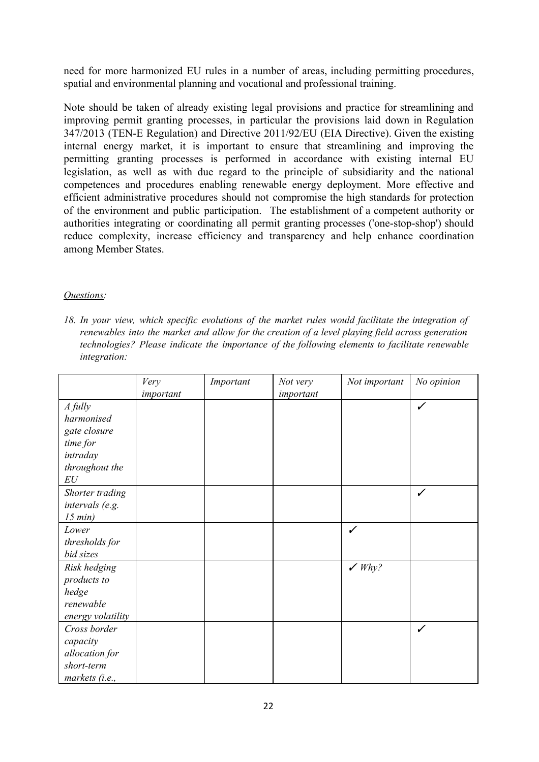need for more harmonized EU rules in a number of areas, including permitting procedures, spatial and environmental planning and vocational and professional training.

Note should be taken of already existing legal provisions and practice for streamlining and improving permit granting processes, in particular the provisions laid down in Regulation 347/2013 (TEN-E Regulation) and Directive 2011/92/EU (EIA Directive). Given the existing internal energy market, it is important to ensure that streamlining and improving the permitting granting processes is performed in accordance with existing internal EU legislation, as well as with due regard to the principle of subsidiarity and the national competences and procedures enabling renewable energy deployment. More effective and efficient administrative procedures should not compromise the high standards for protection of the environment and public participation. The establishment of a competent authority or authorities integrating or coordinating all permit granting processes ('one-stop-shop') should reduce complexity, increase efficiency and transparency and help enhance coordination among Member States.

*Questions:*

*18. In your view, which specific evolutions of the market rules would facilitate the integration of renewables into the market and allow for the creation of a level playing field across generation technologies? Please indicate the importance of the following elements to facilitate renewable integration:*

| | *Very important* | *Important* | *Not very important* | *Not important* | *No opinion* |
|---|---|---|---|---|---|
| *A fully harmonised gate closure time for intraday throughout the EU* | | | | | ✓ |
| *Shorter trading intervals (e.g. 15 min)* | | | | | ✓ |
| *Lower thresholds for bid sizes* | | | | ✓ | |
| *Risk hedging products to hedge renewable energy volatility* | | | | ✓ *Why?* | |
| *Cross border capacity allocation for short-term markets (i.e.,* | | | | | ✓ |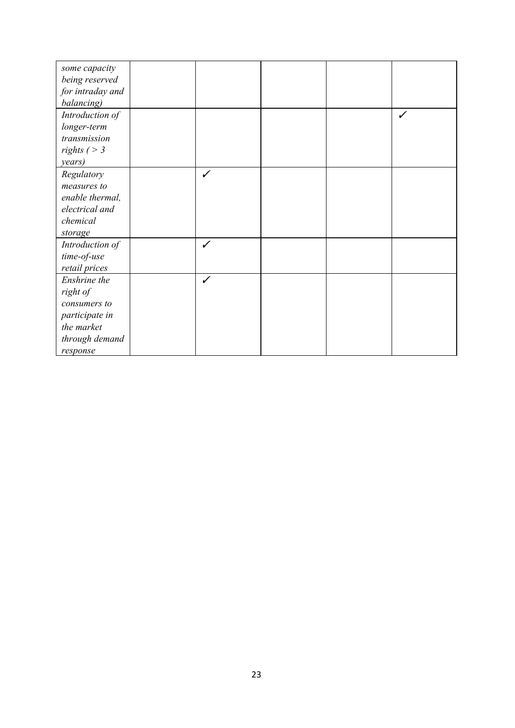| | | | | | |
|---|---|---|---|---|---|
| *some capacity being reserved for intraday and balancing)* | | | | | |
| *Introduction of longer-term transmission rights ( > 3 years)* | | | | | ✓ |
| *Regulatory measures to enable thermal, electrical and chemical storage* | | ✓ | | | |
| *Introduction of time-of-use retail prices* | | ✓ | | | |
| *Enshrine the right of consumers to participate in the market through demand response* | | ✓ | | | |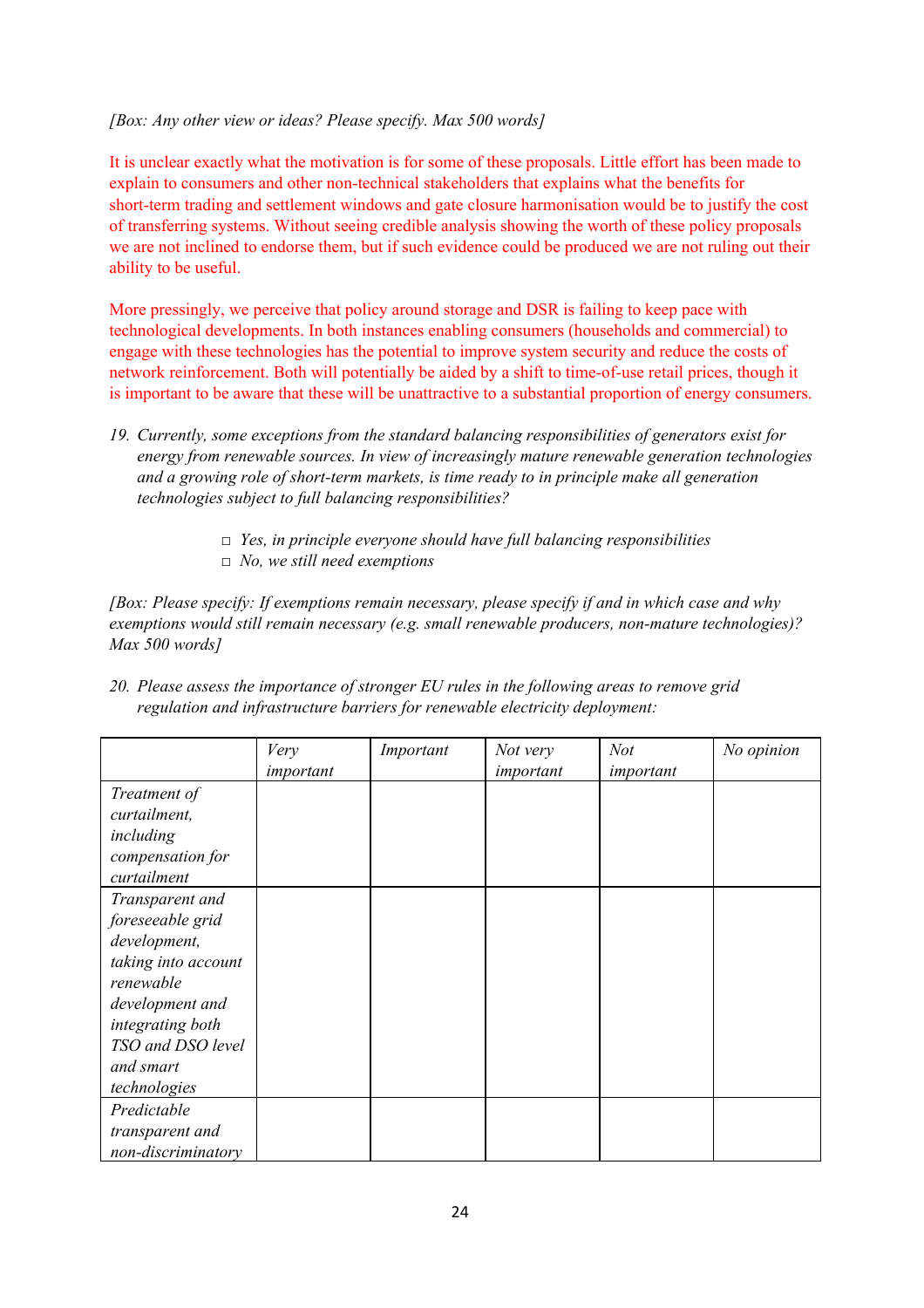*[Box: Any other view or ideas? Please specify. Max 500 words]*

It is unclear exactly what the motivation is for some of these proposals. Little effort has been made to explain to consumers and other non-technical stakeholders that explains what the benefits for short-term trading and settlement windows and gate closure harmonisation would be to justify the cost of transferring systems. Without seeing credible analysis showing the worth of these policy proposals we are not inclined to endorse them, but if such evidence could be produced we are not ruling out their ability to be useful.

More pressingly, we perceive that policy around storage and DSR is failing to keep pace with technological developments. In both instances enabling consumers (households and commercial) to engage with these technologies has the potential to improve system security and reduce the costs of network reinforcement. Both will potentially be aided by a shift to time-of-use retail prices, though it is important to be aware that these will be unattractive to a substantial proportion of energy consumers.

19. *Currently, some exceptions from the standard balancing responsibilities of generators exist for energy from renewable sources. In view of increasingly mature renewable generation technologies and a growing role of short-term markets, is time ready to in principle make all generation technologies subject to full balancing responsibilities?*

   - □ *Yes, in principle everyone should have full balancing responsibilities*
   - □ *No, we still need exemptions*

*[Box: Please specify: If exemptions remain necessary, please specify if and in which case and why exemptions would still remain necessary (e.g. small renewable producers, non-mature technologies)? Max 500 words]*

20. *Please assess the importance of stronger EU rules in the following areas to remove grid regulation and infrastructure barriers for renewable electricity deployment:*

| | *Very important* | *Important* | *Not very important* | *Not important* | *No opinion* |
|---|---|---|---|---|---|
| *Treatment of curtailment, including compensation for curtailment* | | | | | |
| *Transparent and foreseeable grid development, taking into account renewable development and integrating both TSO and DSO level and smart technologies* | | | | | |
| *Predictable transparent and non-discriminatory* | | | | | |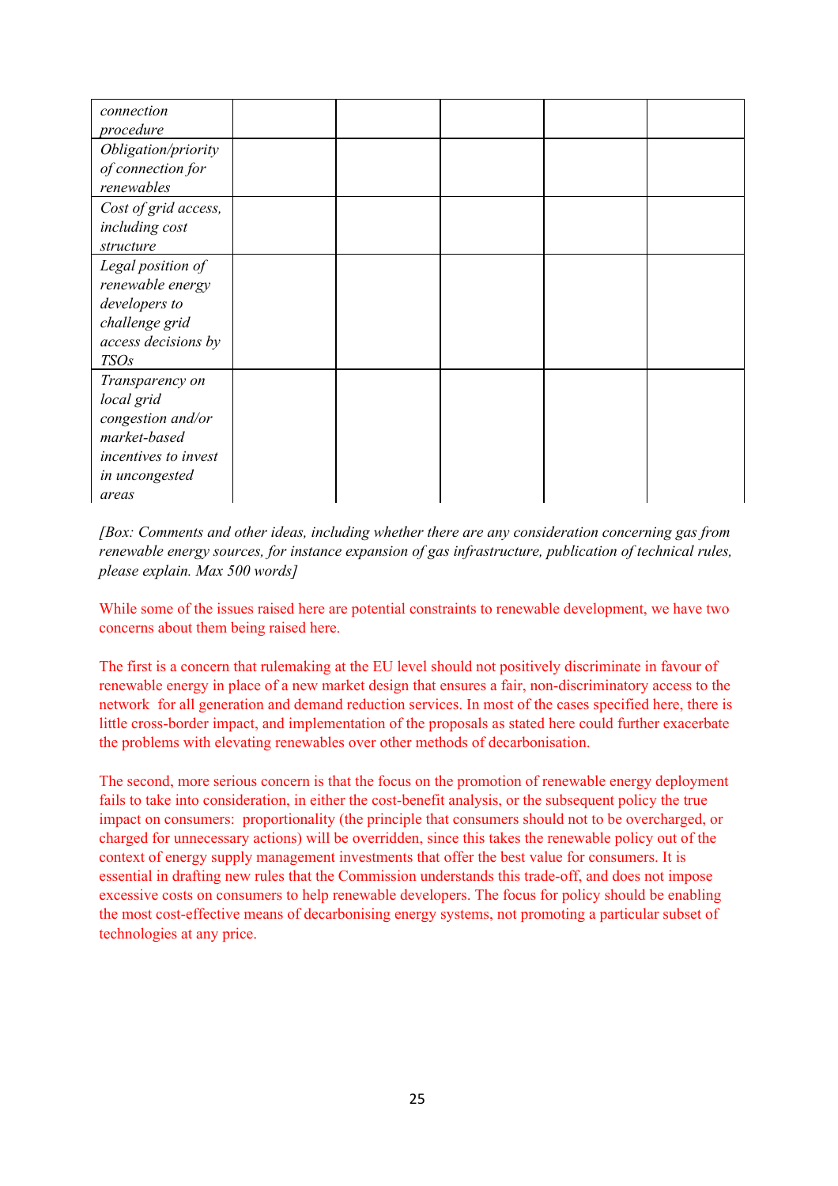| | | | | | |
|---|---|---|---|---|---|
| *connection procedure* | | | | | |
| *Obligation/priority of connection for renewables* | | | | | |
| *Cost of grid access, including cost structure* | | | | | |
| *Legal position of renewable energy developers to challenge grid access decisions by TSOs* | | | | | |
| *Transparency on local grid congestion and/or market-based incentives to invest in uncongested areas* | | | | | |

*[Box: Comments and other ideas, including whether there are any consideration concerning gas from renewable energy sources, for instance expansion of gas infrastructure, publication of technical rules, please explain. Max 500 words]*

While some of the issues raised here are potential constraints to renewable development, we have two concerns about them being raised here.

The first is a concern that rulemaking at the EU level should not positively discriminate in favour of renewable energy in place of a new market design that ensures a fair, non-discriminatory access to the network for all generation and demand reduction services. In most of the cases specified here, there is little cross-border impact, and implementation of the proposals as stated here could further exacerbate the problems with elevating renewables over other methods of decarbonisation.

The second, more serious concern is that the focus on the promotion of renewable energy deployment fails to take into consideration, in either the cost-benefit analysis, or the subsequent policy the true impact on consumers: proportionality (the principle that consumers should not to be overcharged, or charged for unnecessary actions) will be overridden, since this takes the renewable policy out of the context of energy supply management investments that offer the best value for consumers. It is essential in drafting new rules that the Commission understands this trade-off, and does not impose excessive costs on consumers to help renewable developers. The focus for policy should be enabling the most cost-effective means of decarbonising energy systems, not promoting a particular subset of technologies at any price.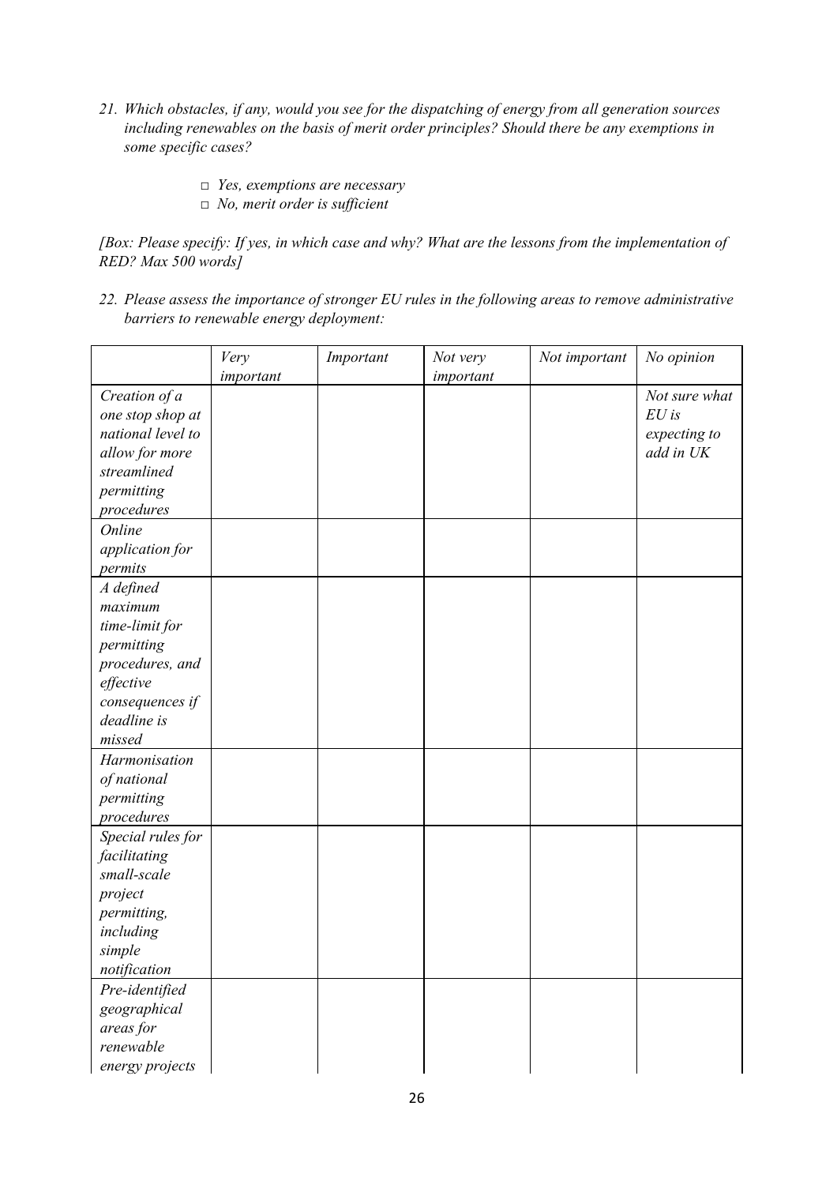21. *Which obstacles, if any, would you see for the dispatching of energy from all generation sources including renewables on the basis of merit order principles? Should there be any exemptions in some specific cases?*

    □ *Yes, exemptions are necessary*
    □ *No, merit order is sufficient*

*[Box: Please specify: If yes, in which case and why? What are the lessons from the implementation of RED? Max 500 words]*

22. *Please assess the importance of stronger EU rules in the following areas to remove administrative barriers to renewable energy deployment:*

| | *Very important* | *Important* | *Not very important* | *Not important* | *No opinion* |
|---|---|---|---|---|---|
| *Creation of a one stop shop at national level to allow for more streamlined permitting procedures* | | | | | *Not sure what EU is expecting to add in UK* |
| *Online application for permits* | | | | | |
| *A defined maximum time-limit for permitting procedures, and effective consequences if deadline is missed* | | | | | |
| *Harmonisation of national permitting procedures* | | | | | |
| *Special rules for facilitating small-scale project permitting, including simple notification* | | | | | |
| *Pre-identified geographical areas for renewable energy projects* | | | | | |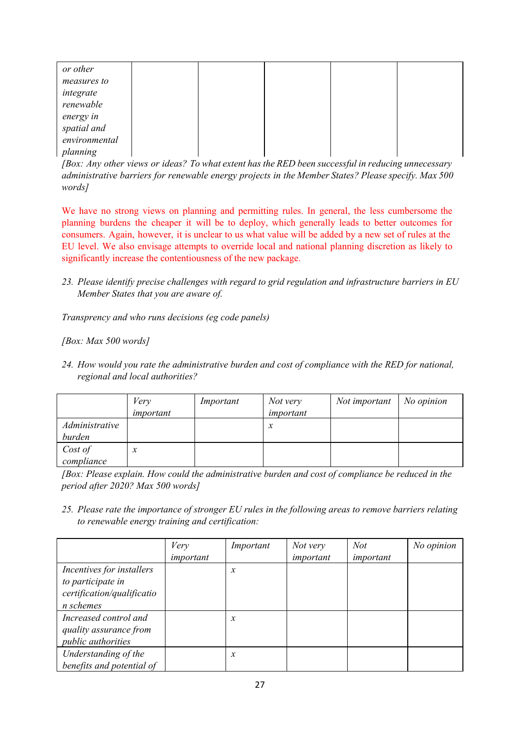| or other measures to integrate renewable energy in spatial and environmental planning | | | | | |
|---|---|---|---|---|---|

*[Box: Any other views or ideas? To what extent has the RED been successful in reducing unnecessary administrative barriers for renewable energy projects in the Member States? Please specify. Max 500 words]*

We have no strong views on planning and permitting rules. In general, the less cumbersome the planning burdens the cheaper it will be to deploy, which generally leads to better outcomes for consumers. Again, however, it is unclear to us what value will be added by a new set of rules at the EU level. We also envisage attempts to override local and national planning discretion as likely to significantly increase the contentiousness of the new package.

23. *Please identify precise challenges with regard to grid regulation and infrastructure barriers in EU Member States that you are aware of.*

*Transprency and who runs decisions (eg code panels)*

*[Box: Max 500 words]*

24. *How would you rate the administrative burden and cost of compliance with the RED for national, regional and local authorities?*

| | *Very important* | *Important* | *Not very important* | *Not important* | *No opinion* |
|---|---|---|---|---|---|
| *Administrative burden* | | | *x* | | |
| *Cost of compliance* | *x* | | | | |

*[Box: Please explain. How could the administrative burden and cost of compliance be reduced in the period after 2020? Max 500 words]*

25. *Please rate the importance of stronger EU rules in the following areas to remove barriers relating to renewable energy training and certification:*

| | *Very important* | *Important* | *Not very important* | *Not important* | *No opinion* |
|---|---|---|---|---|---|
| *Incentives for installers to participate in certification/qualification schemes* | | *x* | | | |
| *Increased control and quality assurance from public authorities* | | *x* | | | |
| *Understanding of the benefits and potential of* | | *x* | | | |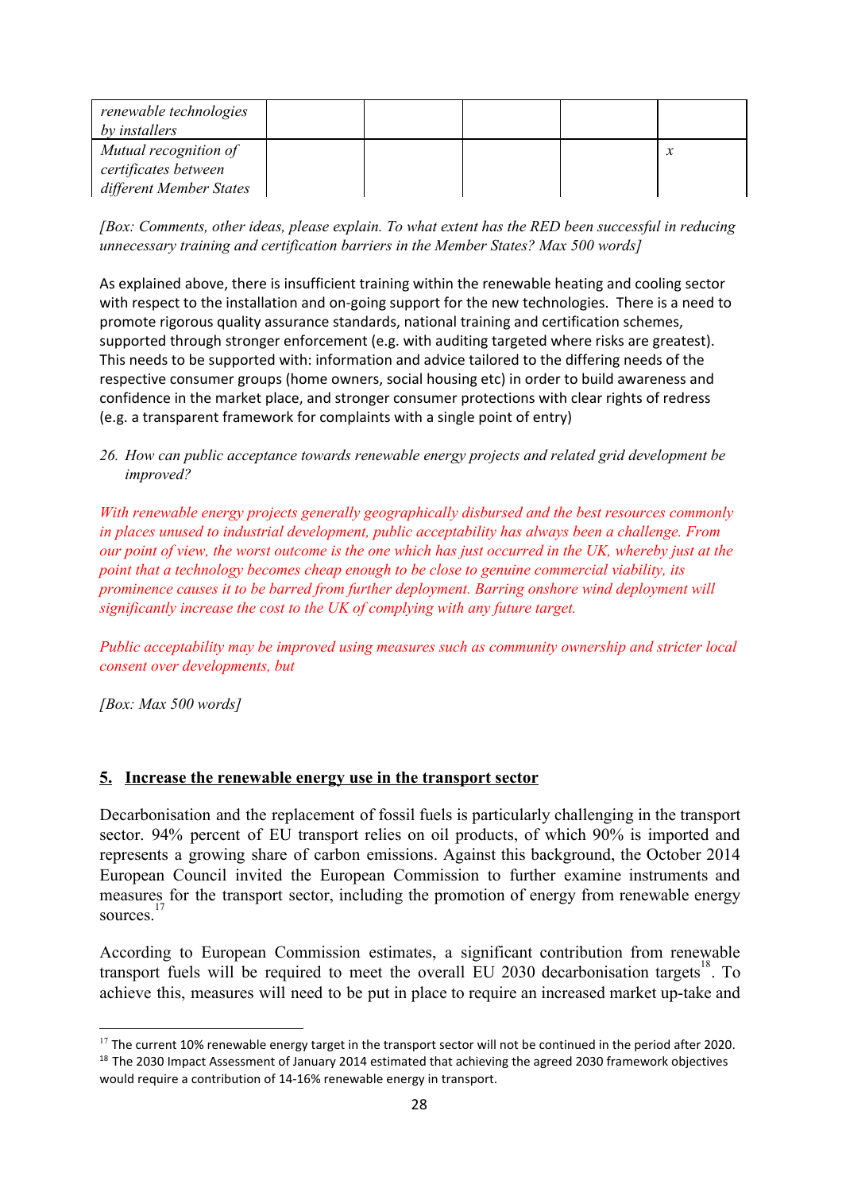| *renewable technologies by installers* | | | | | |
|---|---|---|---|---|---|
| *Mutual recognition of certificates between different Member States* | | | | | *x* |

*[Box: Comments, other ideas, please explain. To what extent has the RED been successful in reducing unnecessary training and certification barriers in the Member States? Max 500 words]*

As explained above, there is insufficient training within the renewable heating and cooling sector with respect to the installation and on-going support for the new technologies. There is a need to promote rigorous quality assurance standards, national training and certification schemes, supported through stronger enforcement (e.g. with auditing targeted where risks are greatest). This needs to be supported with: information and advice tailored to the differing needs of the respective consumer groups (home owners, social housing etc) in order to build awareness and confidence in the market place, and stronger consumer protections with clear rights of redress (e.g. a transparent framework for complaints with a single point of entry)

26. *How can public acceptance towards renewable energy projects and related grid development be improved?*

*With renewable energy projects generally geographically disbursed and the best resources commonly in places unused to industrial development, public acceptability has always been a challenge. From our point of view, the worst outcome is the one which has just occurred in the UK, whereby just at the point that a technology becomes cheap enough to be close to genuine commercial viability, its prominence causes it to be barred from further deployment. Barring onshore wind deployment will significantly increase the cost to the UK of complying with any future target.*

*Public acceptability may be improved using measures such as community ownership and stricter local consent over developments, but*

*[Box: Max 500 words]*

## 5. Increase the renewable energy use in the transport sector

Decarbonisation and the replacement of fossil fuels is particularly challenging in the transport sector. 94% percent of EU transport relies on oil products, of which 90% is imported and represents a growing share of carbon emissions. Against this background, the October 2014 European Council invited the European Commission to further examine instruments and measures for the transport sector, including the promotion of energy from renewable energy sources.[17]

According to European Commission estimates, a significant contribution from renewable transport fuels will be required to meet the overall EU 2030 decarbonisation targets[18]. To achieve this, measures will need to be put in place to require an increased market up-take and

[17] The current 10% renewable energy target in the transport sector will not be continued in the period after 2020.

[18] The 2030 Impact Assessment of January 2014 estimated that achieving the agreed 2030 framework objectives would require a contribution of 14-16% renewable energy in transport.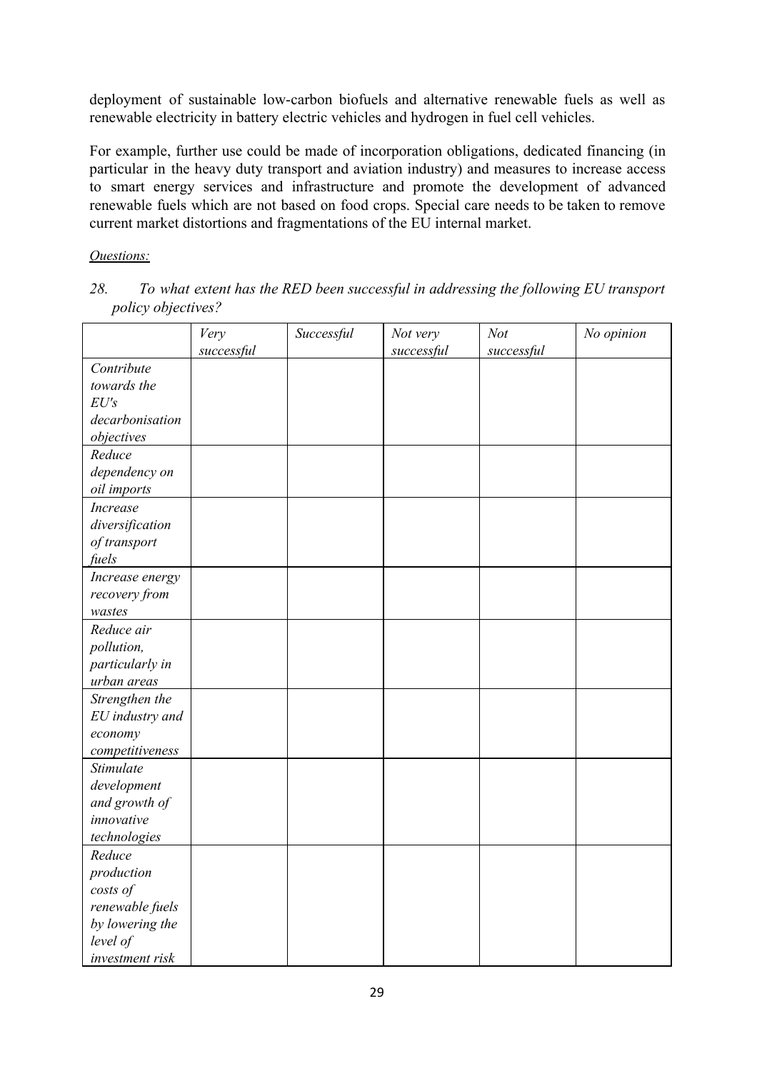deployment of sustainable low-carbon biofuels and alternative renewable fuels as well as renewable electricity in battery electric vehicles and hydrogen in fuel cell vehicles.

For example, further use could be made of incorporation obligations, dedicated financing (in particular in the heavy duty transport and aviation industry) and measures to increase access to smart energy services and infrastructure and promote the development of advanced renewable fuels which are not based on food crops. Special care needs to be taken to remove current market distortions and fragmentations of the EU internal market.

*Questions:*

*28. To what extent has the RED been successful in addressing the following EU transport policy objectives?*

| | *Very successful* | *Successful* | *Not very successful* | *Not successful* | *No opinion* |
|---|---|---|---|---|---|
| *Contribute towards the EU's decarbonisation objectives* | | | | | |
| *Reduce dependency on oil imports* | | | | | |
| *Increase diversification of transport fuels* | | | | | |
| *Increase energy recovery from wastes* | | | | | |
| *Reduce air pollution, particularly in urban areas* | | | | | |
| *Strengthen the EU industry and economy competitiveness* | | | | | |
| *Stimulate development and growth of innovative technologies* | | | | | |
| *Reduce production costs of renewable fuels by lowering the level of investment risk* | | | | | |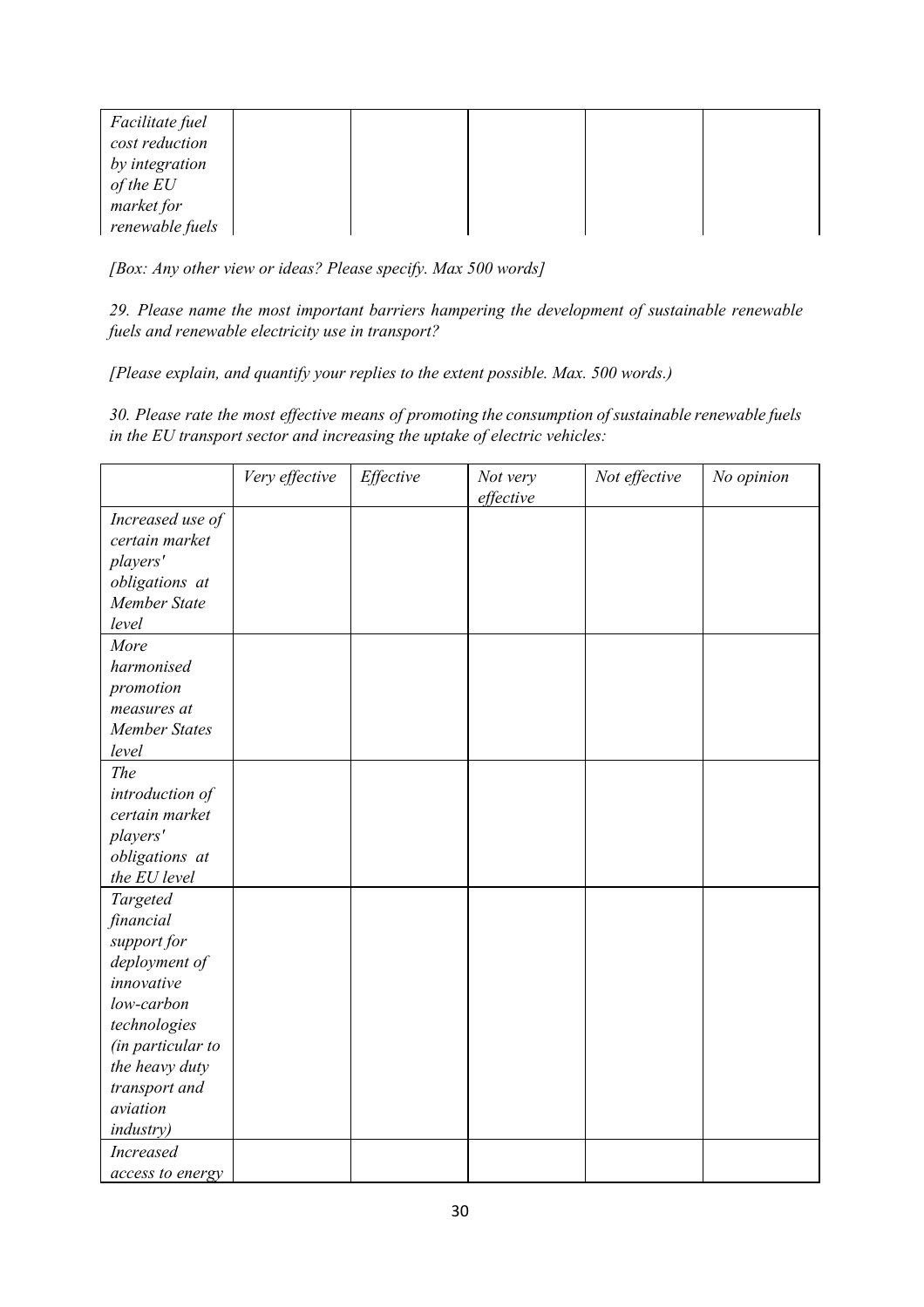| | | | | | |
|---|---|---|---|---|---|
| *Facilitate fuel cost reduction by integration of the EU market for renewable fuels* | | | | | |

*[Box: Any other view or ideas? Please specify. Max 500 words]*

*29. Please name the most important barriers hampering the development of sustainable renewable fuels and renewable electricity use in transport?*

*[Please explain, and quantify your replies to the extent possible. Max. 500 words.)*

*30. Please rate the most effective means of promoting the consumption of sustainable renewable fuels in the EU transport sector and increasing the uptake of electric vehicles:*

| | *Very effective* | *Effective* | *Not very effective* | *Not effective* | *No opinion* |
|---|---|---|---|---|---|
| *Increased use of certain market players' obligations at Member State level* | | | | | |
| *More harmonised promotion measures at Member States level* | | | | | |
| *The introduction of certain market players' obligations at the EU level* | | | | | |
| *Targeted financial support for deployment of innovative low-carbon technologies (in particular to the heavy duty transport and aviation industry)* | | | | | |
| *Increased access to energy* | | | | | |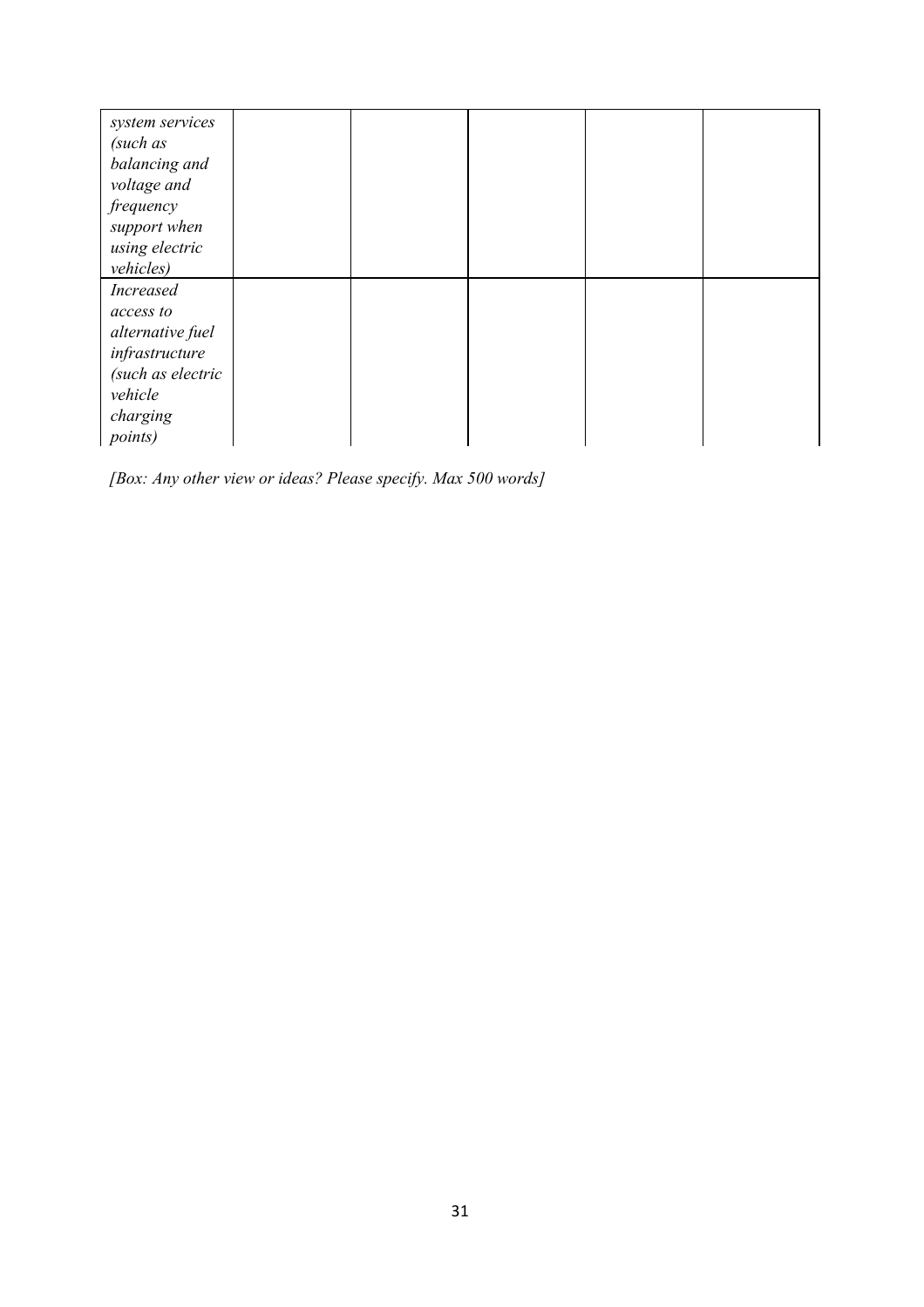| | | | | | |
|---|---|---|---|---|---|
| *system services (such as balancing and voltage and frequency support when using electric vehicles)* | | | | | |
| *Increased access to alternative fuel infrastructure (such as electric vehicle charging points)* | | | | | |

*[Box: Any other view or ideas? Please specify. Max 500 words]*